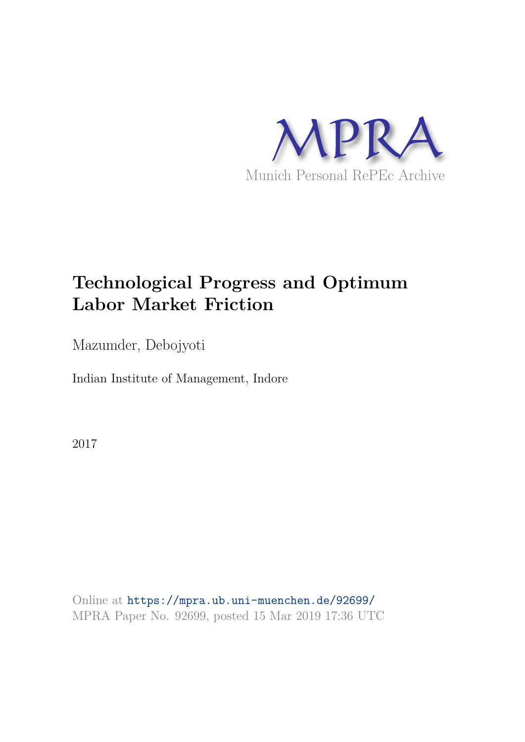MPRA

Munich Personal RePEc Archive

# Technological Progress and Optimum Labor Market Friction

Mazumder, Debojyoti

Indian Institute of Management, Indore

2017

Online at https://mpra.ub.uni-muenchen.de/92699/
MPRA Paper No. 92699, posted 15 Mar 2019 17:36 UTC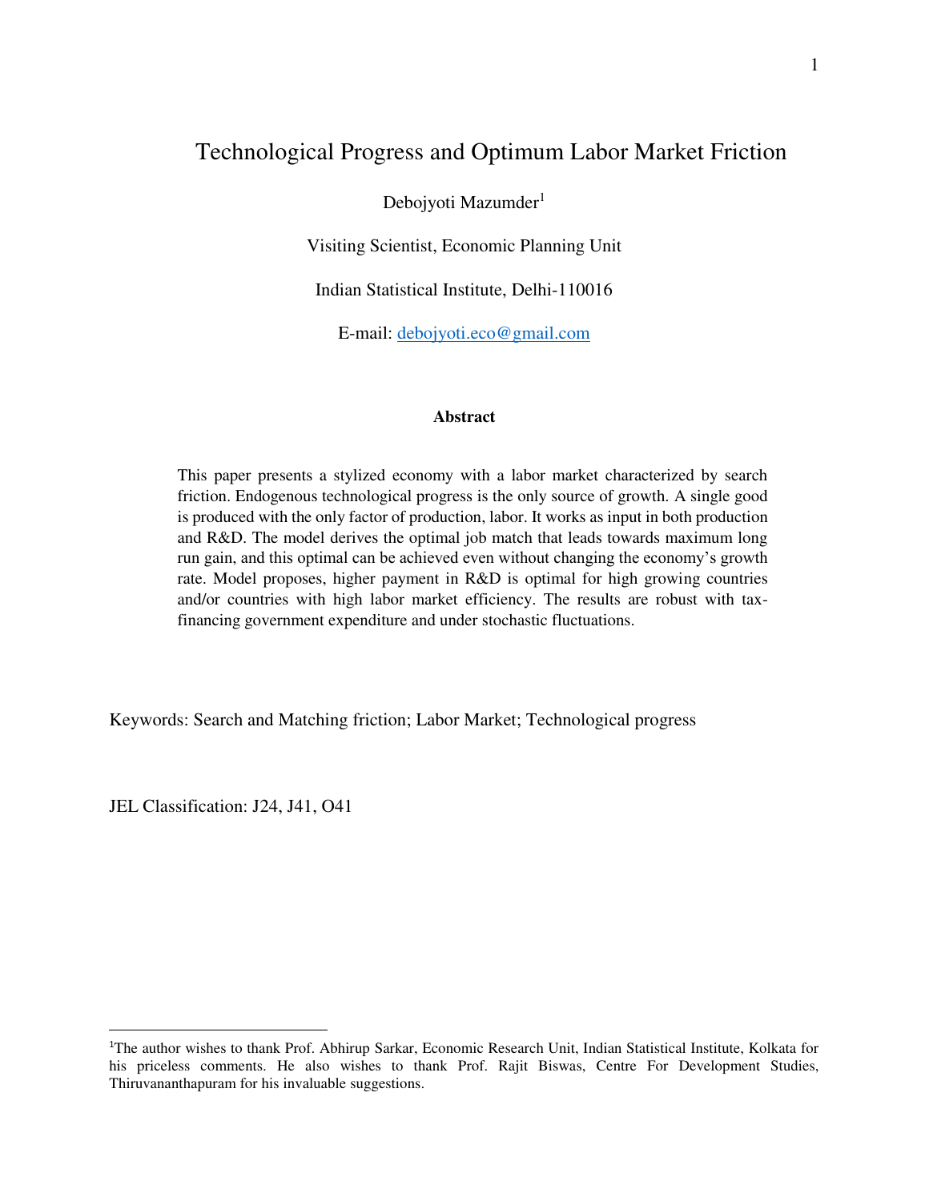# Technological Progress and Optimum Labor Market Friction

Debojyoti Mazumder[1]

Visiting Scientist, Economic Planning Unit

Indian Statistical Institute, Delhi-110016

E-mail: debojyoti.eco@gmail.com

**Abstract**

This paper presents a stylized economy with a labor market characterized by search friction. Endogenous technological progress is the only source of growth. A single good is produced with the only factor of production, labor. It works as input in both production and R&D. The model derives the optimal job match that leads towards maximum long run gain, and this optimal can be achieved even without changing the economy's growth rate. Model proposes, higher payment in R&D is optimal for high growing countries and/or countries with high labor market efficiency. The results are robust with tax-financing government expenditure and under stochastic fluctuations.

Keywords: Search and Matching friction; Labor Market; Technological progress

JEL Classification: J24, J41, O41

[1] The author wishes to thank Prof. Abhirup Sarkar, Economic Research Unit, Indian Statistical Institute, Kolkata for his priceless comments. He also wishes to thank Prof. Rajit Biswas, Centre For Development Studies, Thiruvananthapuram for his invaluable suggestions.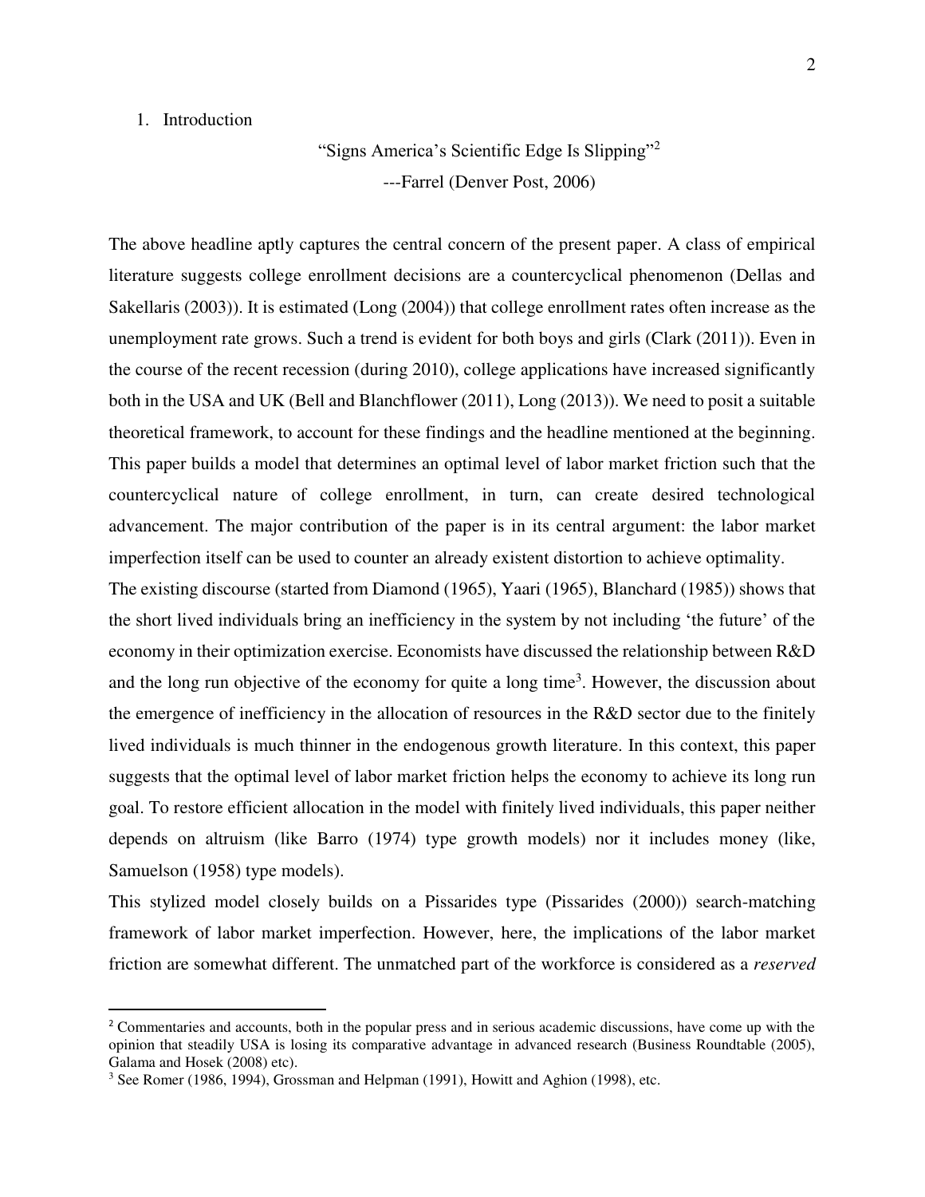## 1. Introduction

"Signs America's Scientific Edge Is Slipping"[2]

---Farrel (Denver Post, 2006)

The above headline aptly captures the central concern of the present paper. A class of empirical literature suggests college enrollment decisions are a countercyclical phenomenon (Dellas and Sakellaris (2003)). It is estimated (Long (2004)) that college enrollment rates often increase as the unemployment rate grows. Such a trend is evident for both boys and girls (Clark (2011)). Even in the course of the recent recession (during 2010), college applications have increased significantly both in the USA and UK (Bell and Blanchflower (2011), Long (2013)). We need to posit a suitable theoretical framework, to account for these findings and the headline mentioned at the beginning. This paper builds a model that determines an optimal level of labor market friction such that the countercyclical nature of college enrollment, in turn, can create desired technological advancement. The major contribution of the paper is in its central argument: the labor market imperfection itself can be used to counter an already existent distortion to achieve optimality.

The existing discourse (started from Diamond (1965), Yaari (1965), Blanchard (1985)) shows that the short lived individuals bring an inefficiency in the system by not including 'the future' of the economy in their optimization exercise. Economists have discussed the relationship between R&D and the long run objective of the economy for quite a long time[3]. However, the discussion about the emergence of inefficiency in the allocation of resources in the R&D sector due to the finitely lived individuals is much thinner in the endogenous growth literature. In this context, this paper suggests that the optimal level of labor market friction helps the economy to achieve its long run goal. To restore efficient allocation in the model with finitely lived individuals, this paper neither depends on altruism (like Barro (1974) type growth models) nor it includes money (like, Samuelson (1958) type models).

This stylized model closely builds on a Pissarides type (Pissarides (2000)) search-matching framework of labor market imperfection. However, here, the implications of the labor market friction are somewhat different. The unmatched part of the workforce is considered as a *reserved*

---

[2] Commentaries and accounts, both in the popular press and in serious academic discussions, have come up with the opinion that steadily USA is losing its comparative advantage in advanced research (Business Roundtable (2005), Galama and Hosek (2008) etc).

[3] See Romer (1986, 1994), Grossman and Helpman (1991), Howitt and Aghion (1998), etc.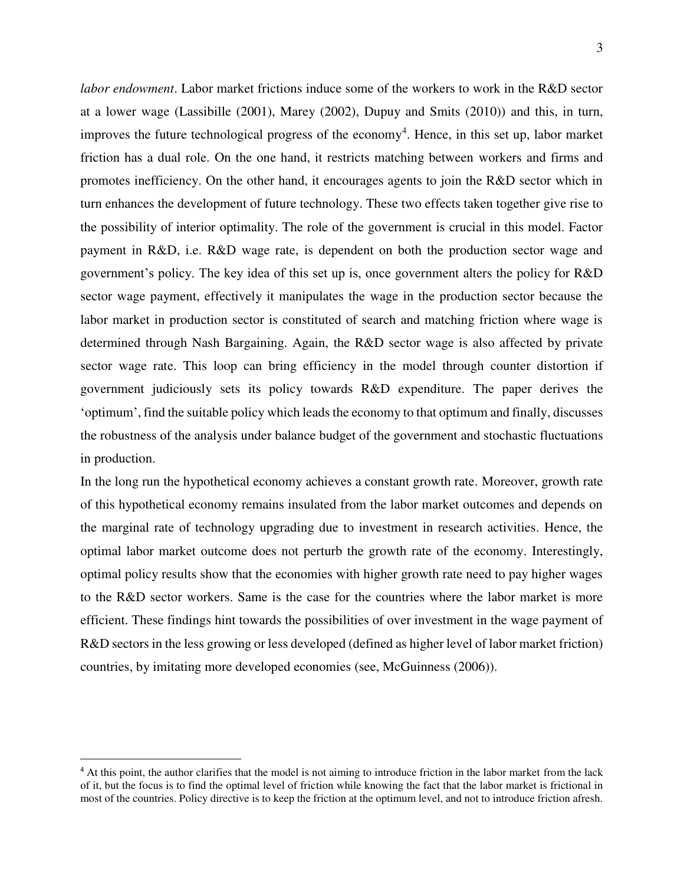*labor endowment*. Labor market frictions induce some of the workers to work in the R&D sector at a lower wage (Lassibille (2001), Marey (2002), Dupuy and Smits (2010)) and this, in turn, improves the future technological progress of the economy[4]. Hence, in this set up, labor market friction has a dual role. On the one hand, it restricts matching between workers and firms and promotes inefficiency. On the other hand, it encourages agents to join the R&D sector which in turn enhances the development of future technology. These two effects taken together give rise to the possibility of interior optimality. The role of the government is crucial in this model. Factor payment in R&D, i.e. R&D wage rate, is dependent on both the production sector wage and government's policy. The key idea of this set up is, once government alters the policy for R&D sector wage payment, effectively it manipulates the wage in the production sector because the labor market in production sector is constituted of search and matching friction where wage is determined through Nash Bargaining. Again, the R&D sector wage is also affected by private sector wage rate. This loop can bring efficiency in the model through counter distortion if government judiciously sets its policy towards R&D expenditure. The paper derives the 'optimum', find the suitable policy which leads the economy to that optimum and finally, discusses the robustness of the analysis under balance budget of the government and stochastic fluctuations in production.

In the long run the hypothetical economy achieves a constant growth rate. Moreover, growth rate of this hypothetical economy remains insulated from the labor market outcomes and depends on the marginal rate of technology upgrading due to investment in research activities. Hence, the optimal labor market outcome does not perturb the growth rate of the economy. Interestingly, optimal policy results show that the economies with higher growth rate need to pay higher wages to the R&D sector workers. Same is the case for the countries where the labor market is more efficient. These findings hint towards the possibilities of over investment in the wage payment of R&D sectors in the less growing or less developed (defined as higher level of labor market friction) countries, by imitating more developed economies (see, McGuinness (2006)).

[4] At this point, the author clarifies that the model is not aiming to introduce friction in the labor market from the lack of it, but the focus is to find the optimal level of friction while knowing the fact that the labor market is frictional in most of the countries. Policy directive is to keep the friction at the optimum level, and not to introduce friction afresh.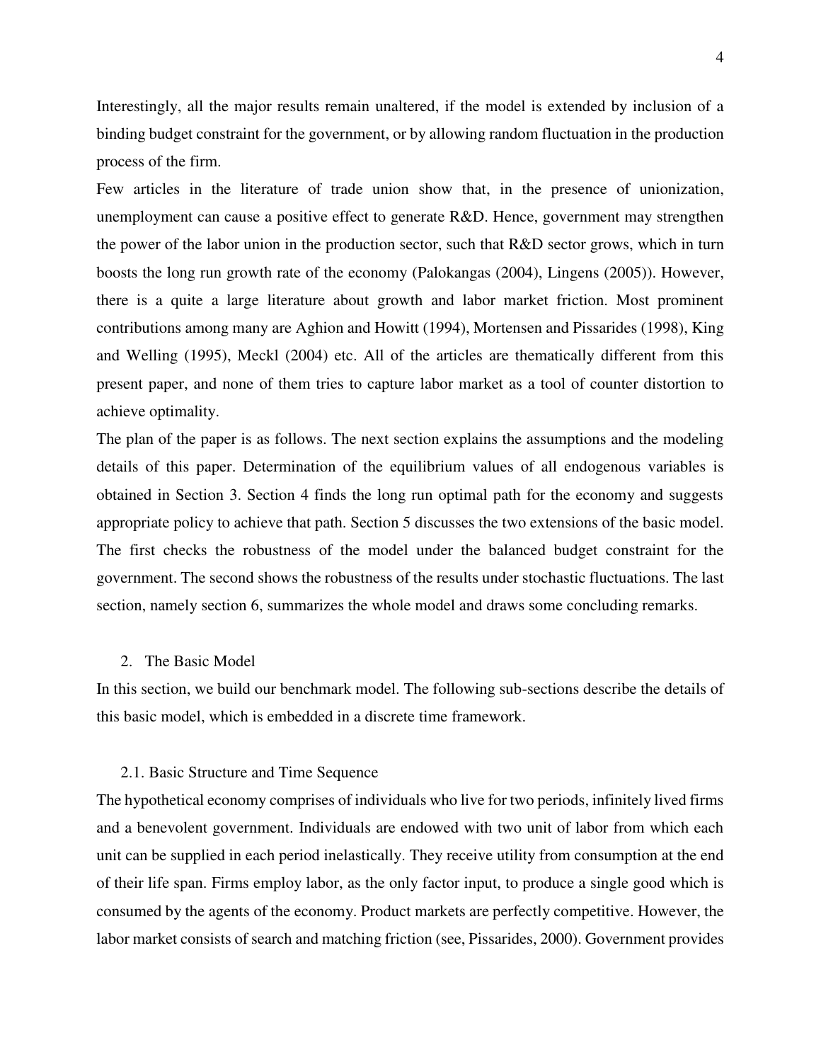Interestingly, all the major results remain unaltered, if the model is extended by inclusion of a binding budget constraint for the government, or by allowing random fluctuation in the production process of the firm.

Few articles in the literature of trade union show that, in the presence of unionization, unemployment can cause a positive effect to generate R&D. Hence, government may strengthen the power of the labor union in the production sector, such that R&D sector grows, which in turn boosts the long run growth rate of the economy (Palokangas (2004), Lingens (2005)). However, there is a quite a large literature about growth and labor market friction. Most prominent contributions among many are Aghion and Howitt (1994), Mortensen and Pissarides (1998), King and Welling (1995), Meckl (2004) etc. All of the articles are thematically different from this present paper, and none of them tries to capture labor market as a tool of counter distortion to achieve optimality.

The plan of the paper is as follows. The next section explains the assumptions and the modeling details of this paper. Determination of the equilibrium values of all endogenous variables is obtained in Section 3. Section 4 finds the long run optimal path for the economy and suggests appropriate policy to achieve that path. Section 5 discusses the two extensions of the basic model. The first checks the robustness of the model under the balanced budget constraint for the government. The second shows the robustness of the results under stochastic fluctuations. The last section, namely section 6, summarizes the whole model and draws some concluding remarks.

## 2. The Basic Model

In this section, we build our benchmark model. The following sub-sections describe the details of this basic model, which is embedded in a discrete time framework.

### 2.1. Basic Structure and Time Sequence

The hypothetical economy comprises of individuals who live for two periods, infinitely lived firms and a benevolent government. Individuals are endowed with two unit of labor from which each unit can be supplied in each period inelastically. They receive utility from consumption at the end of their life span. Firms employ labor, as the only factor input, to produce a single good which is consumed by the agents of the economy. Product markets are perfectly competitive. However, the labor market consists of search and matching friction (see, Pissarides, 2000). Government provides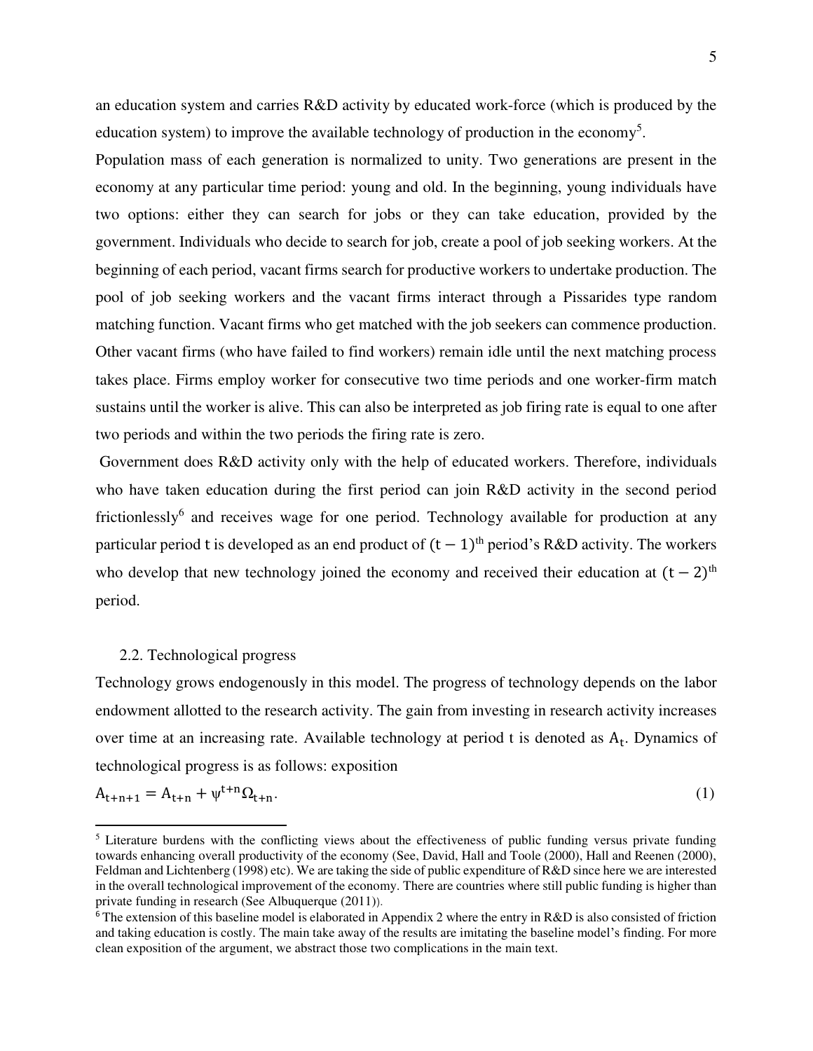an education system and carries R&D activity by educated work-force (which is produced by the education system) to improve the available technology of production in the economy[5].

Population mass of each generation is normalized to unity. Two generations are present in the economy at any particular time period: young and old. In the beginning, young individuals have two options: either they can search for jobs or they can take education, provided by the government. Individuals who decide to search for job, create a pool of job seeking workers. At the beginning of each period, vacant firms search for productive workers to undertake production. The pool of job seeking workers and the vacant firms interact through a Pissarides type random matching function. Vacant firms who get matched with the job seekers can commence production. Other vacant firms (who have failed to find workers) remain idle until the next matching process takes place. Firms employ worker for consecutive two time periods and one worker-firm match sustains until the worker is alive. This can also be interpreted as job firing rate is equal to one after two periods and within the two periods the firing rate is zero.

Government does R&D activity only with the help of educated workers. Therefore, individuals who have taken education during the first period can join R&D activity in the second period frictionlessly[6] and receives wage for one period. Technology available for production at any particular period t is developed as an end product of $(t-1)^{th}$ period's R&D activity. The workers who develop that new technology joined the economy and received their education at $(t-2)^{th}$ period.

## 2.2. Technological progress

Technology grows endogenously in this model. The progress of technology depends on the labor endowment allotted to the research activity. The gain from investing in research activity increases over time at an increasing rate. Available technology at period t is denoted as $A_t$. Dynamics of technological progress is as follows: exposition

$$A_{t+n+1} = A_{t+n} + \psi^{t+n}\Omega_{t+n}. \tag{1}$$

---

[5] Literature burdens with the conflicting views about the effectiveness of public funding versus private funding towards enhancing overall productivity of the economy (See, David, Hall and Toole (2000), Hall and Reenen (2000), Feldman and Lichtenberg (1998) etc). We are taking the side of public expenditure of R&D since here we are interested in the overall technological improvement of the economy. There are countries where still public funding is higher than private funding in research (See Albuquerque (2011)).

[6] The extension of this baseline model is elaborated in Appendix 2 where the entry in R&D is also consisted of friction and taking education is costly. The main take away of the results are imitating the baseline model's finding. For more clean exposition of the argument, we abstract those two complications in the main text.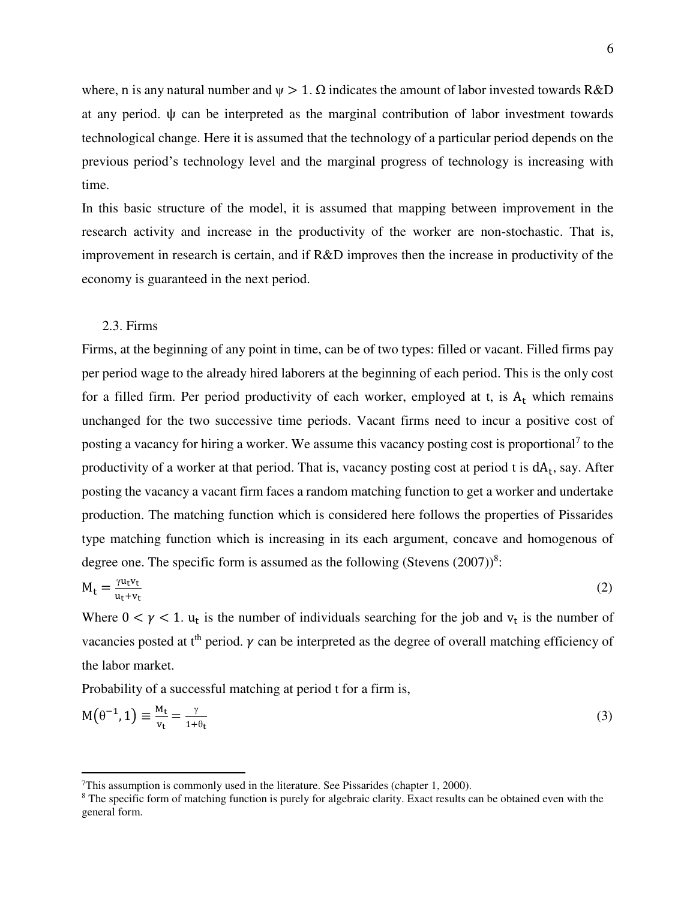where, n is any natural number and $\psi > 1$. $\Omega$ indicates the amount of labor invested towards R&D at any period. $\psi$ can be interpreted as the marginal contribution of labor investment towards technological change. Here it is assumed that the technology of a particular period depends on the previous period's technology level and the marginal progress of technology is increasing with time.

In this basic structure of the model, it is assumed that mapping between improvement in the research activity and increase in the productivity of the worker are non-stochastic. That is, improvement in research is certain, and if R&D improves then the increase in productivity of the economy is guaranteed in the next period.

## 2.3. Firms

Firms, at the beginning of any point in time, can be of two types: filled or vacant. Filled firms pay per period wage to the already hired laborers at the beginning of each period. This is the only cost for a filled firm. Per period productivity of each worker, employed at t, is $A_t$ which remains unchanged for the two successive time periods. Vacant firms need to incur a positive cost of posting a vacancy for hiring a worker. We assume this vacancy posting cost is proportional[7] to the productivity of a worker at that period. That is, vacancy posting cost at period t is $dA_t$, say. After posting the vacancy a vacant firm faces a random matching function to get a worker and undertake production. The matching function which is considered here follows the properties of Pissarides type matching function which is increasing in its each argument, concave and homogenous of degree one. The specific form is assumed as the following (Stevens (2007))[8]:

$$M_t = \frac{\gamma u_t v_t}{u_t + v_t} \tag{2}$$

Where $0 < \gamma < 1$. $u_t$ is the number of individuals searching for the job and $v_t$ is the number of vacancies posted at t[th] period. $\gamma$ can be interpreted as the degree of overall matching efficiency of the labor market.

Probability of a successful matching at period t for a firm is,

$$M(\theta^{-1}, 1) \equiv \frac{M_t}{v_t} = \frac{\gamma}{1+\theta_t} \tag{3}$$

---

[7] This assumption is commonly used in the literature. See Pissarides (chapter 1, 2000).

[8] The specific form of matching function is purely for algebraic clarity. Exact results can be obtained even with the general form.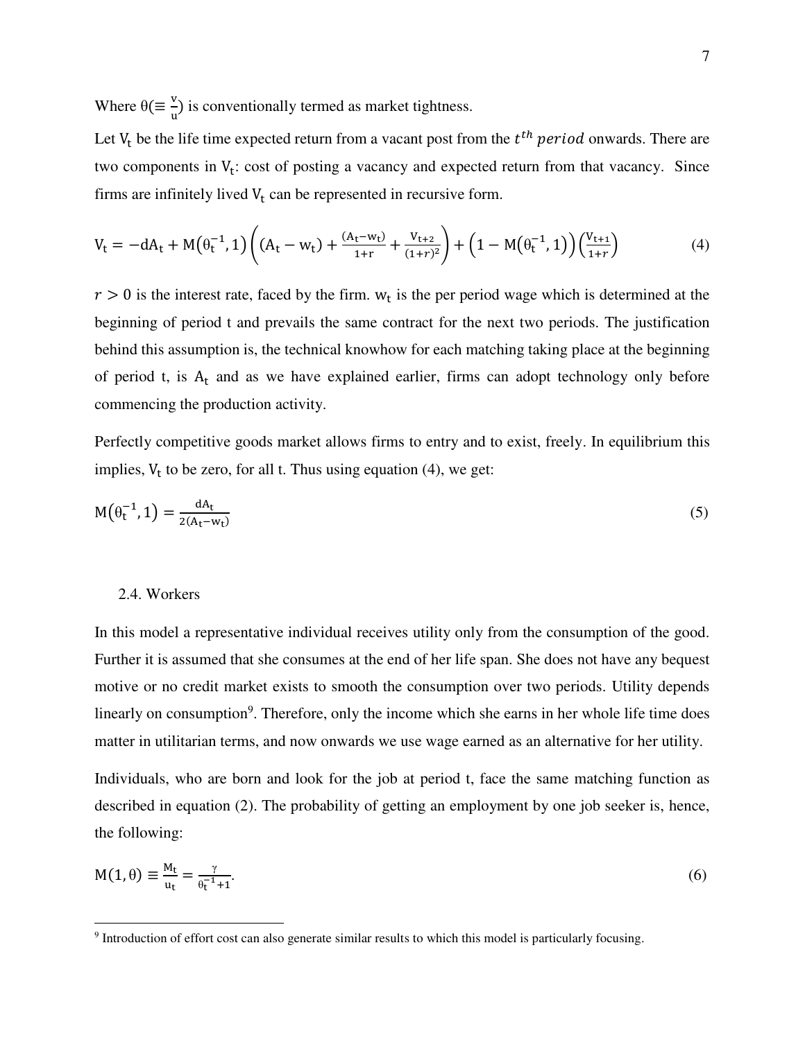Where $\theta(\equiv \frac{v}{u})$ is conventionally termed as market tightness.

Let $V_t$ be the life time expected return from a vacant post from the $t^{th}$ *period* onwards. There are two components in $V_t$: cost of posting a vacancy and expected return from that vacancy. Since firms are infinitely lived $V_t$ can be represented in recursive form.

$$V_t = -dA_t + M(\theta_t^{-1}, 1)\left((A_t - w_t) + \frac{(A_t - w_t)}{1+r} + \frac{V_{t+2}}{(1+r)^2}\right) + \left(1 - M(\theta_t^{-1}, 1)\right)\left(\frac{V_{t+1}}{1+r}\right) \tag{4}$$

$r > 0$ is the interest rate, faced by the firm. $w_t$ is the per period wage which is determined at the beginning of period t and prevails the same contract for the next two periods. The justification behind this assumption is, the technical knowhow for each matching taking place at the beginning of period t, is $A_t$ and as we have explained earlier, firms can adopt technology only before commencing the production activity.

Perfectly competitive goods market allows firms to entry and to exist, freely. In equilibrium this implies, $V_t$ to be zero, for all t. Thus using equation (4), we get:

$$M(\theta_t^{-1}, 1) = \frac{dA_t}{2(A_t - w_t)} \tag{5}$$

### 2.4. Workers

In this model a representative individual receives utility only from the consumption of the good. Further it is assumed that she consumes at the end of her life span. She does not have any bequest motive or no credit market exists to smooth the consumption over two periods. Utility depends linearly on consumption[9]. Therefore, only the income which she earns in her whole life time does matter in utilitarian terms, and now onwards we use wage earned as an alternative for her utility.

Individuals, who are born and look for the job at period t, face the same matching function as described in equation (2). The probability of getting an employment by one job seeker is, hence, the following:

$$M(1, \theta) \equiv \frac{M_t}{u_t} = \frac{\gamma}{\theta_t^{-1} + 1}. \tag{6}$$

---

[9] Introduction of effort cost can also generate similar results to which this model is particularly focusing.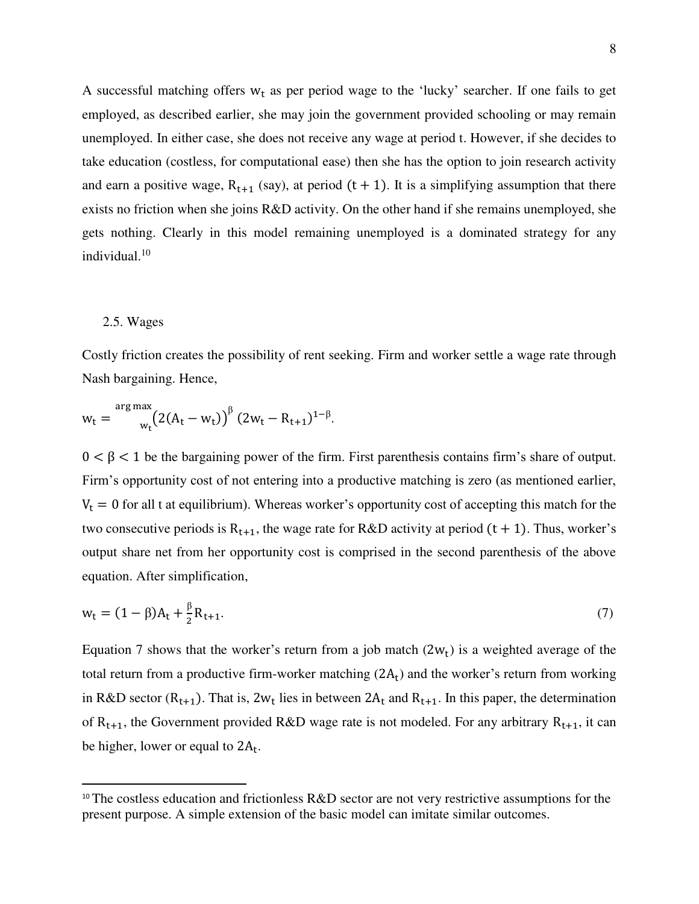A successful matching offers $w_t$ as per period wage to the 'lucky' searcher. If one fails to get employed, as described earlier, she may join the government provided schooling or may remain unemployed. In either case, she does not receive any wage at period t. However, if she decides to take education (costless, for computational ease) then she has the option to join research activity and earn a positive wage, $R_{t+1}$ (say), at period $(t+1)$. It is a simplifying assumption that there exists no friction when she joins R&D activity. On the other hand if she remains unemployed, she gets nothing. Clearly in this model remaining unemployed is a dominated strategy for any individual.[10]

## 2.5. Wages

Costly friction creates the possibility of rent seeking. Firm and worker settle a wage rate through Nash bargaining. Hence,

$$w_t = \underset{w_t}{\arg\max} \left(2(A_t - w_t)\right)^{\beta} (2w_t - R_{t+1})^{1-\beta}.$$

$0 < \beta < 1$ be the bargaining power of the firm. First parenthesis contains firm's share of output. Firm's opportunity cost of not entering into a productive matching is zero (as mentioned earlier, $V_t = 0$ for all t at equilibrium). Whereas worker's opportunity cost of accepting this match for the two consecutive periods is $R_{t+1}$, the wage rate for R&D activity at period $(t+1)$. Thus, worker's output share net from her opportunity cost is comprised in the second parenthesis of the above equation. After simplification,

$$w_t = (1-\beta)A_t + \frac{\beta}{2}R_{t+1}. \tag{7}$$

Equation 7 shows that the worker's return from a job match $(2w_t)$ is a weighted average of the total return from a productive firm-worker matching $(2A_t)$ and the worker's return from working in R&D sector $(R_{t+1})$. That is, $2w_t$ lies in between $2A_t$ and $R_{t+1}$. In this paper, the determination of $R_{t+1}$, the Government provided R&D wage rate is not modeled. For any arbitrary $R_{t+1}$, it can be higher, lower or equal to $2A_t$.

---

[10] The costless education and frictionless R&D sector are not very restrictive assumptions for the present purpose. A simple extension of the basic model can imitate similar outcomes.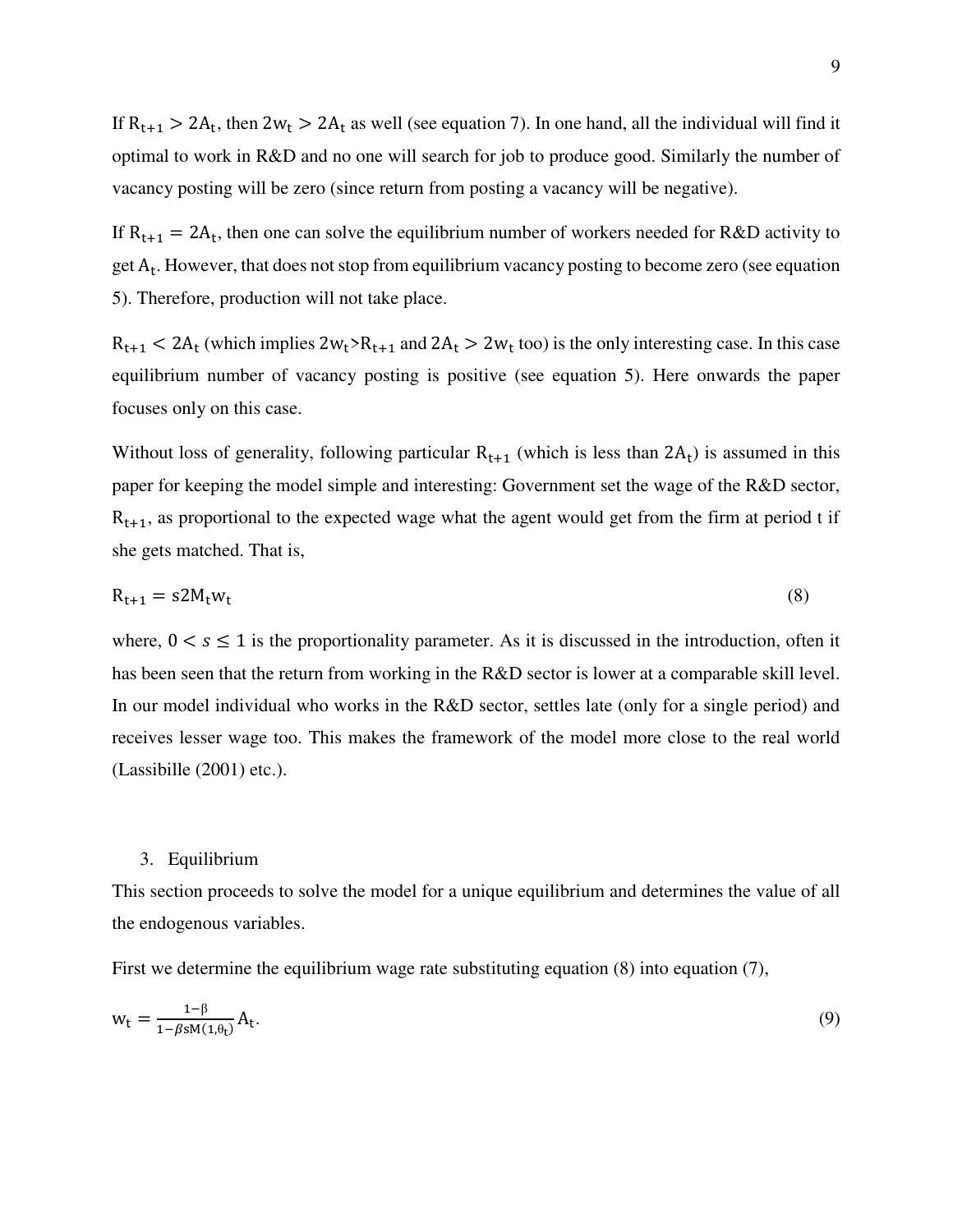If $R_{t+1} > 2A_t$, then $2w_t > 2A_t$ as well (see equation 7). In one hand, all the individual will find it optimal to work in R&D and no one will search for job to produce good. Similarly the number of vacancy posting will be zero (since return from posting a vacancy will be negative).

If $R_{t+1} = 2A_t$, then one can solve the equilibrium number of workers needed for R&D activity to get $A_t$. However, that does not stop from equilibrium vacancy posting to become zero (see equation 5). Therefore, production will not take place.

$R_{t+1} < 2A_t$ (which implies $2w_t > R_{t+1}$ and $2A_t > 2w_t$ too) is the only interesting case. In this case equilibrium number of vacancy posting is positive (see equation 5). Here onwards the paper focuses only on this case.

Without loss of generality, following particular $R_{t+1}$ (which is less than $2A_t$) is assumed in this paper for keeping the model simple and interesting: Government set the wage of the R&D sector, $R_{t+1}$, as proportional to the expected wage what the agent would get from the firm at period t if she gets matched. That is,

$$R_{t+1} = s2M_t w_t \tag{8}$$

where, $0 < s \leq 1$ is the proportionality parameter. As it is discussed in the introduction, often it has been seen that the return from working in the R&D sector is lower at a comparable skill level. In our model individual who works in the R&D sector, settles late (only for a single period) and receives lesser wage too. This makes the framework of the model more close to the real world (Lassibille (2001) etc.).

## 3. Equilibrium

This section proceeds to solve the model for a unique equilibrium and determines the value of all the endogenous variables.

First we determine the equilibrium wage rate substituting equation (8) into equation (7),

$$w_t = \frac{1-\beta}{1-\beta s M(1,\theta_t)} A_t. \tag{9}$$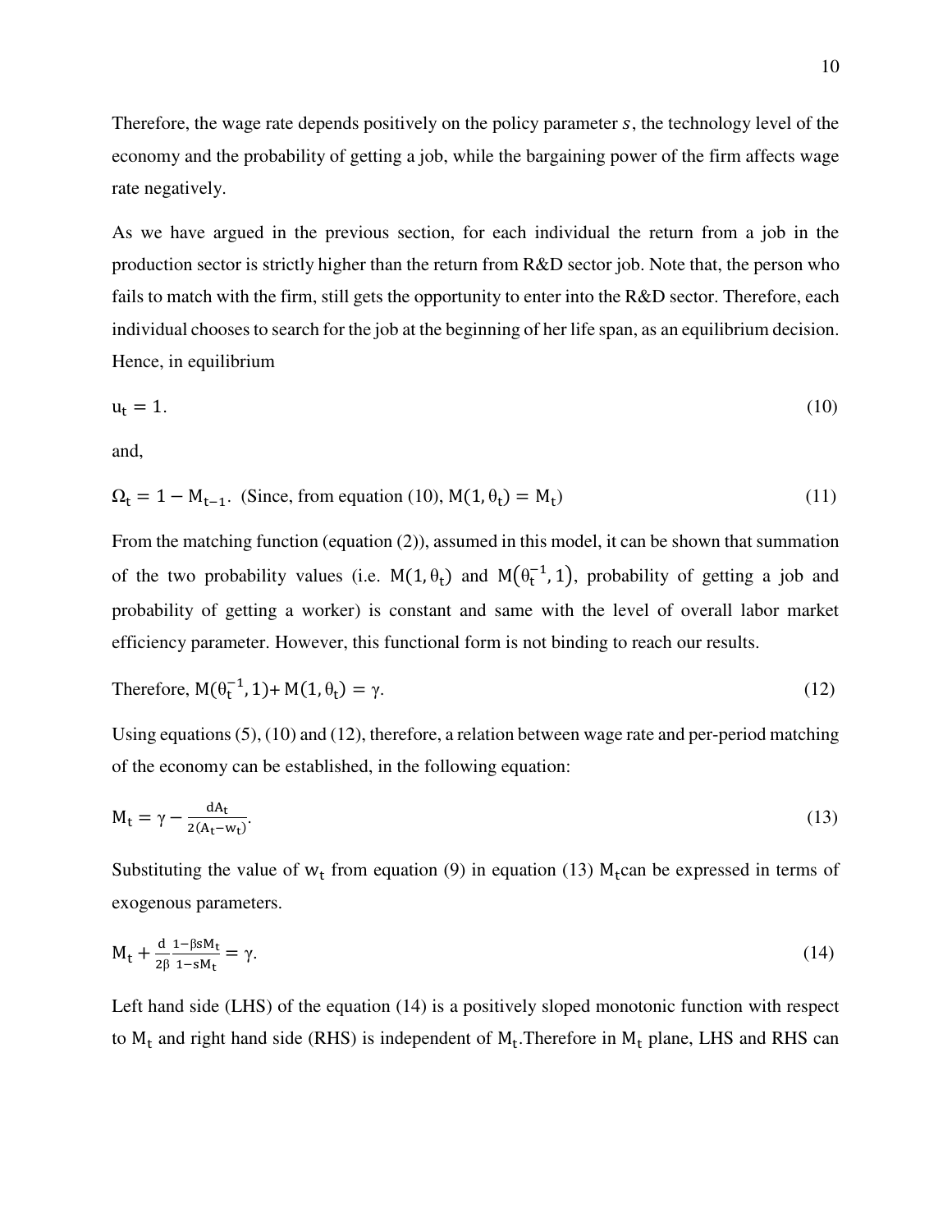Therefore, the wage rate depends positively on the policy parameter $s$, the technology level of the economy and the probability of getting a job, while the bargaining power of the firm affects wage rate negatively.

As we have argued in the previous section, for each individual the return from a job in the production sector is strictly higher than the return from R&D sector job. Note that, the person who fails to match with the firm, still gets the opportunity to enter into the R&D sector. Therefore, each individual chooses to search for the job at the beginning of her life span, as an equilibrium decision. Hence, in equilibrium

$$u_t = 1. \tag{10}$$

and,

$$\Omega_t = 1 - M_{t-1}. \text{ (Since, from equation (10), } M(1, \theta_t) = M_t\text{)} \tag{11}$$

From the matching function (equation (2)), assumed in this model, it can be shown that summation of the two probability values (i.e. $M(1, \theta_t)$ and $M(\theta_t^{-1}, 1)$, probability of getting a job and probability of getting a worker) is constant and same with the level of overall labor market efficiency parameter. However, this functional form is not binding to reach our results.

$$\text{Therefore, } M(\theta_t^{-1}, 1) + M(1, \theta_t) = \gamma. \tag{12}$$

Using equations (5), (10) and (12), therefore, a relation between wage rate and per-period matching of the economy can be established, in the following equation:

$$M_t = \gamma - \frac{dA_t}{2(A_t - w_t)}. \tag{13}$$

Substituting the value of $w_t$ from equation (9) in equation (13) $M_t$ can be expressed in terms of exogenous parameters.

$$M_t + \frac{d}{2\beta}\frac{1-\beta s M_t}{1-sM_t} = \gamma. \tag{14}$$

Left hand side (LHS) of the equation (14) is a positively sloped monotonic function with respect to $M_t$ and right hand side (RHS) is independent of $M_t$. Therefore in $M_t$ plane, LHS and RHS can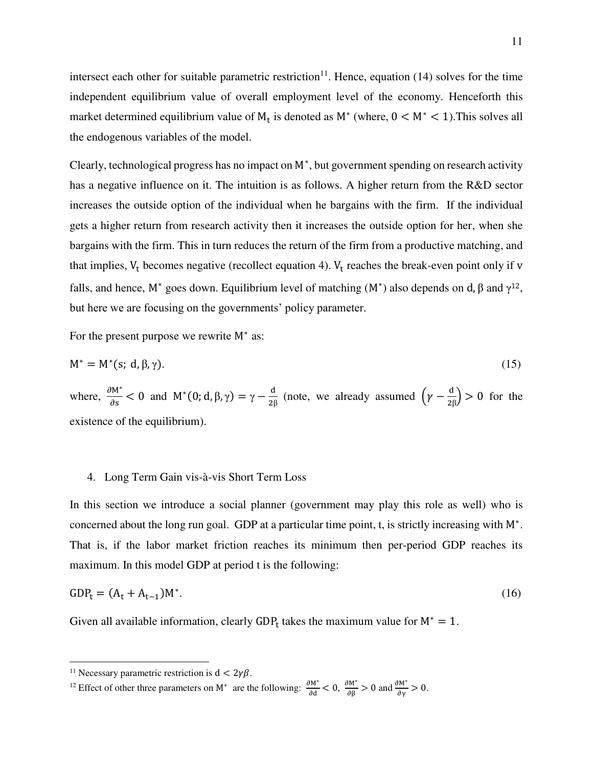intersect each other for suitable parametric restriction[11]. Hence, equation (14) solves for the time independent equilibrium value of overall employment level of the economy. Henceforth this market determined equilibrium value of $M_t$ is denoted as $M^*$ (where, $0 < M^* < 1$).This solves all the endogenous variables of the model.

Clearly, technological progress has no impact on $M^*$, but government spending on research activity has a negative influence on it. The intuition is as follows. A higher return from the R&D sector increases the outside option of the individual when he bargains with the firm. If the individual gets a higher return from research activity then it increases the outside option for her, when she bargains with the firm. This in turn reduces the return of the firm from a productive matching, and that implies, $V_t$ becomes negative (recollect equation 4). $V_t$ reaches the break-even point only if v falls, and hence, $M^*$ goes down. Equilibrium level of matching ($M^*$) also depends on d, β and γ[12], but here we are focusing on the governments' policy parameter.

For the present purpose we rewrite $M^*$ as:

$$M^* = M^*(s;\ d, \beta, \gamma). \tag{15}$$

where, $\frac{\partial M^*}{\partial s} < 0$ and $M^*(0; d, \beta, \gamma) = \gamma - \frac{d}{2\beta}$ (note, we already assumed $\left(\gamma - \frac{d}{2\beta}\right) > 0$ for the existence of the equilibrium).

## 4. Long Term Gain vis-à-vis Short Term Loss

In this section we introduce a social planner (government may play this role as well) who is concerned about the long run goal. GDP at a particular time point, t, is strictly increasing with $M^*$. That is, if the labor market friction reaches its minimum then per-period GDP reaches its maximum. In this model GDP at period t is the following:

$$GDP_t = (A_t + A_{t-1})M^*. \tag{16}$$

Given all available information, clearly $GDP_t$ takes the maximum value for $M^* = 1$.

---

[11] Necessary parametric restriction is $d < 2\gamma\beta$.

[12] Effect of other three parameters on $M^*$ are the following: $\frac{\partial M^*}{\partial d} < 0$, $\frac{\partial M^*}{\partial \beta} > 0$ and $\frac{\partial M^*}{\partial \gamma} > 0$.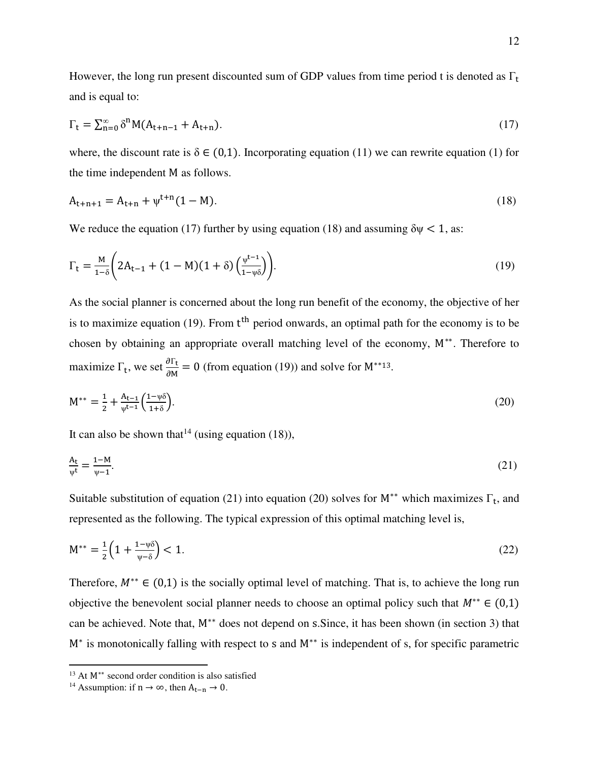However, the long run present discounted sum of GDP values from time period t is denoted as $\Gamma_t$ and is equal to:

$$\Gamma_t = \sum_{n=0}^{\infty} \delta^n M(A_{t+n-1} + A_{t+n}). \tag{17}$$

where, the discount rate is $\delta \in (0,1)$. Incorporating equation (11) we can rewrite equation (1) for the time independent M as follows.

$$A_{t+n+1} = A_{t+n} + \psi^{t+n}(1 - M). \tag{18}$$

We reduce the equation (17) further by using equation (18) and assuming $\delta\psi < 1$, as:

$$\Gamma_t = \frac{M}{1-\delta}\left(2A_{t-1} + (1-M)(1+\delta)\left(\frac{\psi^{t-1}}{1-\psi\delta}\right)\right). \tag{19}$$

As the social planner is concerned about the long run benefit of the economy, the objective of her is to maximize equation (19). From $t^{th}$ period onwards, an optimal path for the economy is to be chosen by obtaining an appropriate overall matching level of the economy, $M^{**}$. Therefore to maximize $\Gamma_t$, we set $\frac{\partial \Gamma_t}{\partial M} = 0$ (from equation (19)) and solve for $M^{**}$[13].

$$M^{**} = \frac{1}{2} + \frac{A_{t-1}}{\psi^{t-1}}\left(\frac{1-\psi\delta}{1+\delta}\right). \tag{20}$$

It can also be shown that[14] (using equation (18)),

$$\frac{A_t}{\psi^t} = \frac{1-M}{\psi-1}. \tag{21}$$

Suitable substitution of equation (21) into equation (20) solves for $M^{**}$ which maximizes $\Gamma_t$, and represented as the following. The typical expression of this optimal matching level is,

$$M^{**} = \frac{1}{2}\left(1 + \frac{1-\psi\delta}{\psi-\delta}\right) < 1. \tag{22}$$

Therefore, $M^{**} \in (0,1)$ is the socially optimal level of matching. That is, to achieve the long run objective the benevolent social planner needs to choose an optimal policy such that $M^{**} \in (0,1)$ can be achieved. Note that, $M^{**}$ does not depend on s.Since, it has been shown (in section 3) that $M^*$ is monotonically falling with respect to s and $M^{**}$ is independent of s, for specific parametric

---

[13] At $M^{**}$ second order condition is also satisfied

[14] Assumption: if $n \to \infty$, then $A_{t-n} \to 0$.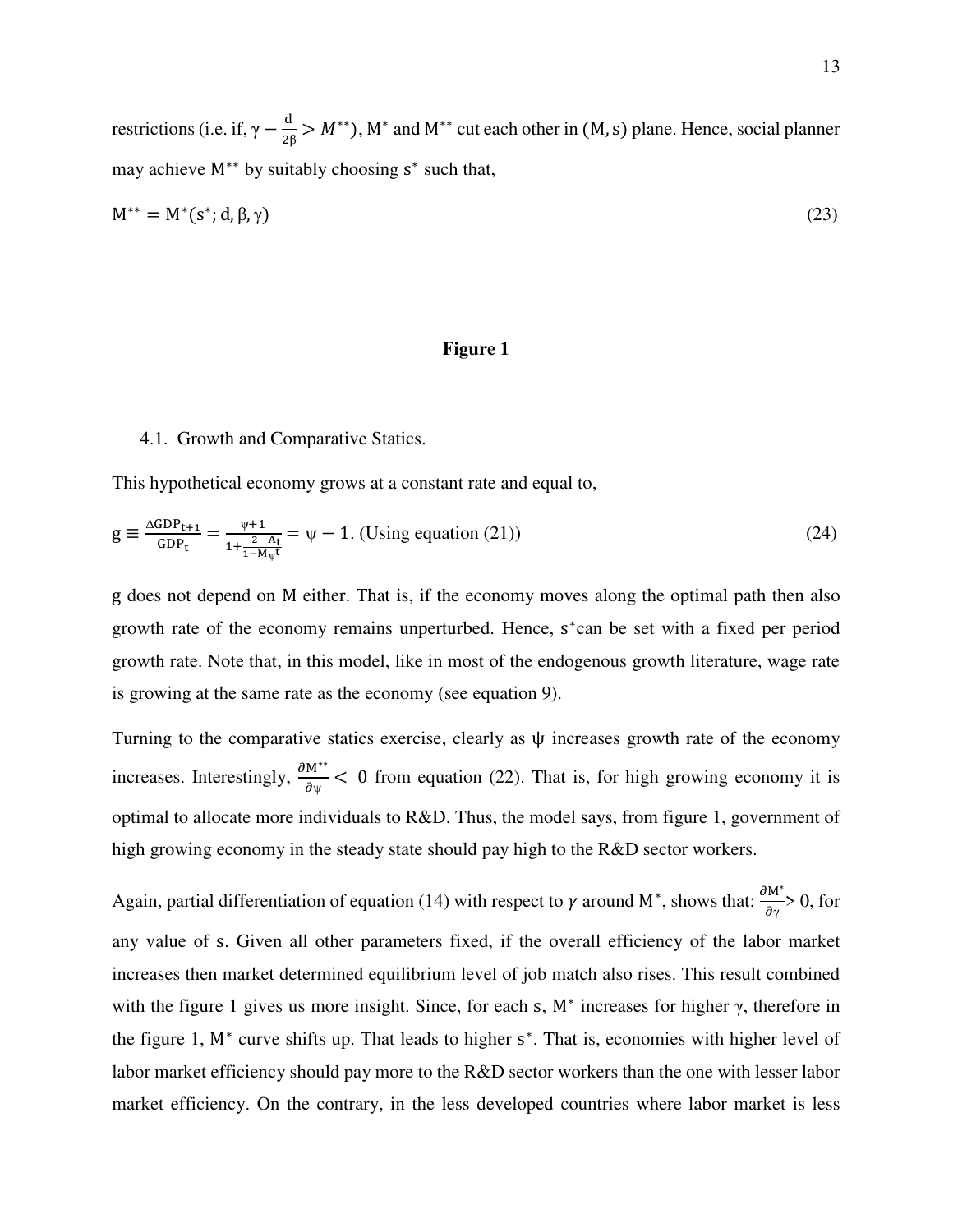restrictions (i.e. if, $\gamma - \frac{d}{2\beta} > M^{**}$), $M^*$ and $M^{**}$ cut each other in $(M, s)$ plane. Hence, social planner may achieve $M^{**}$ by suitably choosing $s^*$ such that,

$$M^{**} = M^*(s^*; d, \beta, \gamma) \tag{23}$$

**Figure 1**

4.1. Growth and Comparative Statics.

This hypothetical economy grows at a constant rate and equal to,

$$g \equiv \frac{\Delta GDP_{t+1}}{GDP_t} = \frac{\psi+1}{1+\frac{2 \quad A_t}{1-M_{\psi}t}} = \psi - 1. \text{ (Using equation (21))} \tag{24}$$

g does not depend on M either. That is, if the economy moves along the optimal path then also growth rate of the economy remains unperturbed. Hence, $s^*$can be set with a fixed per period growth rate. Note that, in this model, like in most of the endogenous growth literature, wage rate is growing at the same rate as the economy (see equation 9).

Turning to the comparative statics exercise, clearly as $\psi$ increases growth rate of the economy increases. Interestingly, $\frac{\partial M^{**}}{\partial \psi} < 0$ from equation (22). That is, for high growing economy it is optimal to allocate more individuals to R&D. Thus, the model says, from figure 1, government of high growing economy in the steady state should pay high to the R&D sector workers.

Again, partial differentiation of equation (14) with respect to $\gamma$ around $M^*$, shows that: $\frac{\partial M^*}{\partial \gamma} > 0$, for any value of s. Given all other parameters fixed, if the overall efficiency of the labor market increases then market determined equilibrium level of job match also rises. This result combined with the figure 1 gives us more insight. Since, for each s, $M^*$ increases for higher $\gamma$, therefore in the figure 1, $M^*$ curve shifts up. That leads to higher $s^*$. That is, economies with higher level of labor market efficiency should pay more to the R&D sector workers than the one with lesser labor market efficiency. On the contrary, in the less developed countries where labor market is less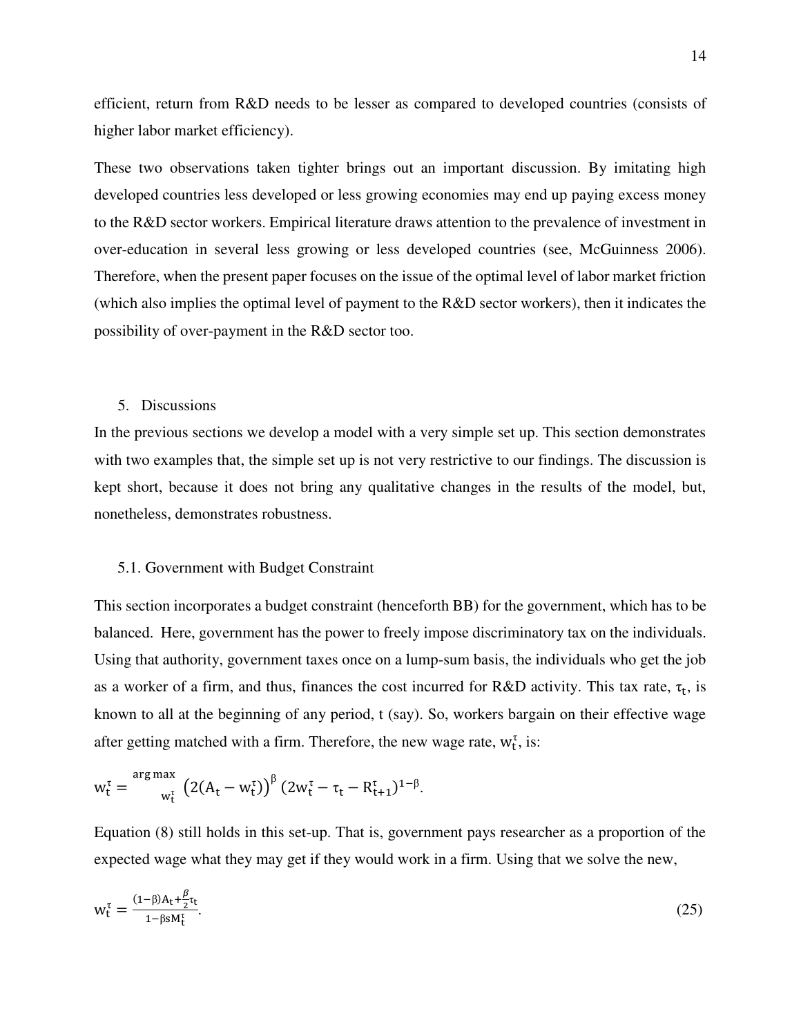efficient, return from R&D needs to be lesser as compared to developed countries (consists of higher labor market efficiency).

These two observations taken tighter brings out an important discussion. By imitating high developed countries less developed or less growing economies may end up paying excess money to the R&D sector workers. Empirical literature draws attention to the prevalence of investment in over-education in several less growing or less developed countries (see, McGuinness 2006). Therefore, when the present paper focuses on the issue of the optimal level of labor market friction (which also implies the optimal level of payment to the R&D sector workers), then it indicates the possibility of over-payment in the R&D sector too.

## 5. Discussions

In the previous sections we develop a model with a very simple set up. This section demonstrates with two examples that, the simple set up is not very restrictive to our findings. The discussion is kept short, because it does not bring any qualitative changes in the results of the model, but, nonetheless, demonstrates robustness.

### 5.1. Government with Budget Constraint

This section incorporates a budget constraint (henceforth BB) for the government, which has to be balanced. Here, government has the power to freely impose discriminatory tax on the individuals. Using that authority, government taxes once on a lump-sum basis, the individuals who get the job as a worker of a firm, and thus, finances the cost incurred for R&D activity. This tax rate, $\tau_t$, is known to all at the beginning of any period, t (say). So, workers bargain on their effective wage after getting matched with a firm. Therefore, the new wage rate, $w_t^\tau$, is:

$$w_t^\tau = \underset{w_t^\tau}{\arg\max} \left(2(A_t - w_t^\tau)\right)^\beta (2w_t^\tau - \tau_t - R_{t+1}^\tau)^{1-\beta}.$$

Equation (8) still holds in this set-up. That is, government pays researcher as a proportion of the expected wage what they may get if they would work in a firm. Using that we solve the new,

$$w_t^\tau = \frac{(1-\beta)A_t + \frac{\beta}{2}\tau_t}{1-\beta s M_t^\tau}. \tag{25}$$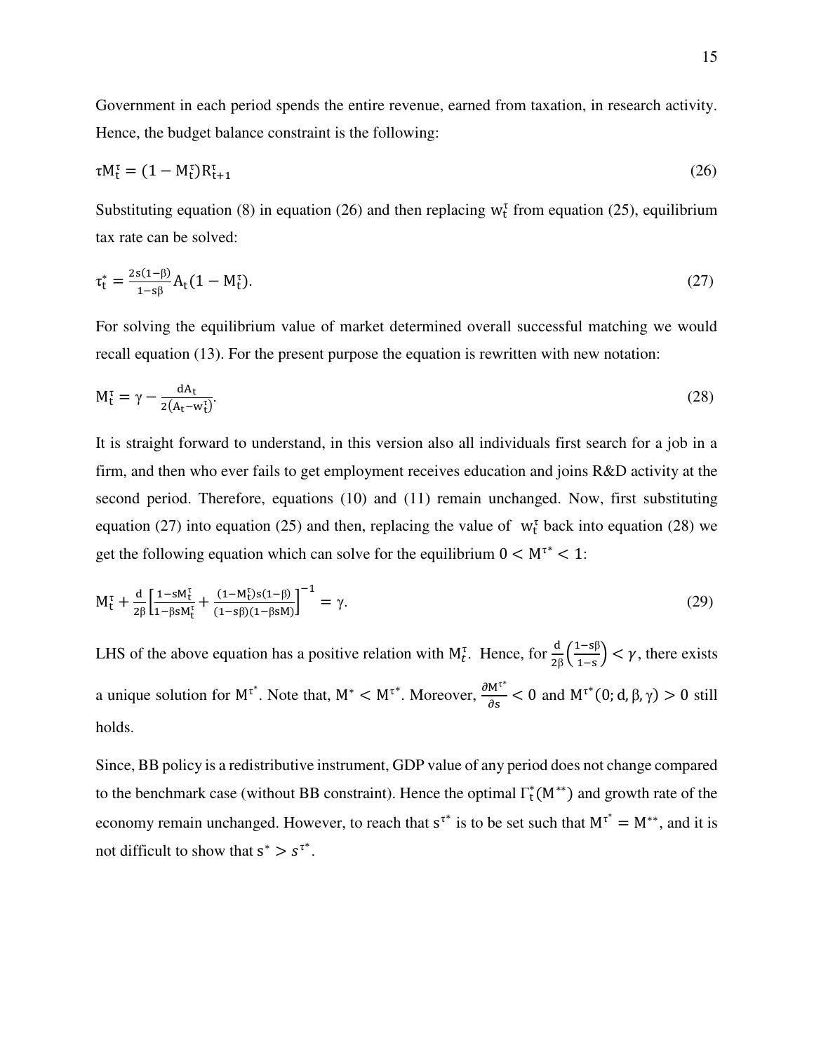Government in each period spends the entire revenue, earned from taxation, in research activity. Hence, the budget balance constraint is the following:

$$\tau M_t^{\tau} = (1 - M_t^{\tau}) R_{t+1}^{\tau} \tag{26}$$

Substituting equation (8) in equation (26) and then replacing $w_t^{\tau}$ from equation (25), equilibrium tax rate can be solved:

$$\tau_t^* = \frac{2s(1-\beta)}{1-s\beta} A_t (1 - M_t^{\tau}). \tag{27}$$

For solving the equilibrium value of market determined overall successful matching we would recall equation (13). For the present purpose the equation is rewritten with new notation:

$$M_t^{\tau} = \gamma - \frac{dA_t}{2(A_t - w_t^{\tau})}. \tag{28}$$

It is straight forward to understand, in this version also all individuals first search for a job in a firm, and then who ever fails to get employment receives education and joins R&D activity at the second period. Therefore, equations (10) and (11) remain unchanged. Now, first substituting equation (27) into equation (25) and then, replacing the value of $w_t^{\tau}$ back into equation (28) we get the following equation which can solve for the equilibrium $0 < M^{\tau^*} < 1$:

$$M_t^{\tau} + \frac{d}{2\beta} \left[ \frac{1 - sM_t^{\tau}}{1 - \beta s M_t^{\tau}} + \frac{(1 - M_t^{\tau}) s (1-\beta)}{(1 - s\beta)(1 - \beta s M)} \right]^{-1} = \gamma. \tag{29}$$

LHS of the above equation has a positive relation with $M_t^{\tau}$. Hence, for $\frac{d}{2\beta}\left(\frac{1-s\beta}{1-s}\right) < \gamma$, there exists a unique solution for $M^{\tau^*}$. Note that, $M^* < M^{\tau^*}$. Moreover, $\frac{\partial M^{\tau^*}}{\partial s} < 0$ and $M^{\tau^*}(0; d, \beta, \gamma) > 0$ still holds.

Since, BB policy is a redistributive instrument, GDP value of any period does not change compared to the benchmark case (without BB constraint). Hence the optimal $\Gamma_t^*(M^{**})$ and growth rate of the economy remain unchanged. However, to reach that $s^{\tau^*}$ is to be set such that $M^{\tau^*} = M^{**}$, and it is not difficult to show that $s^* > s^{\tau^*}$.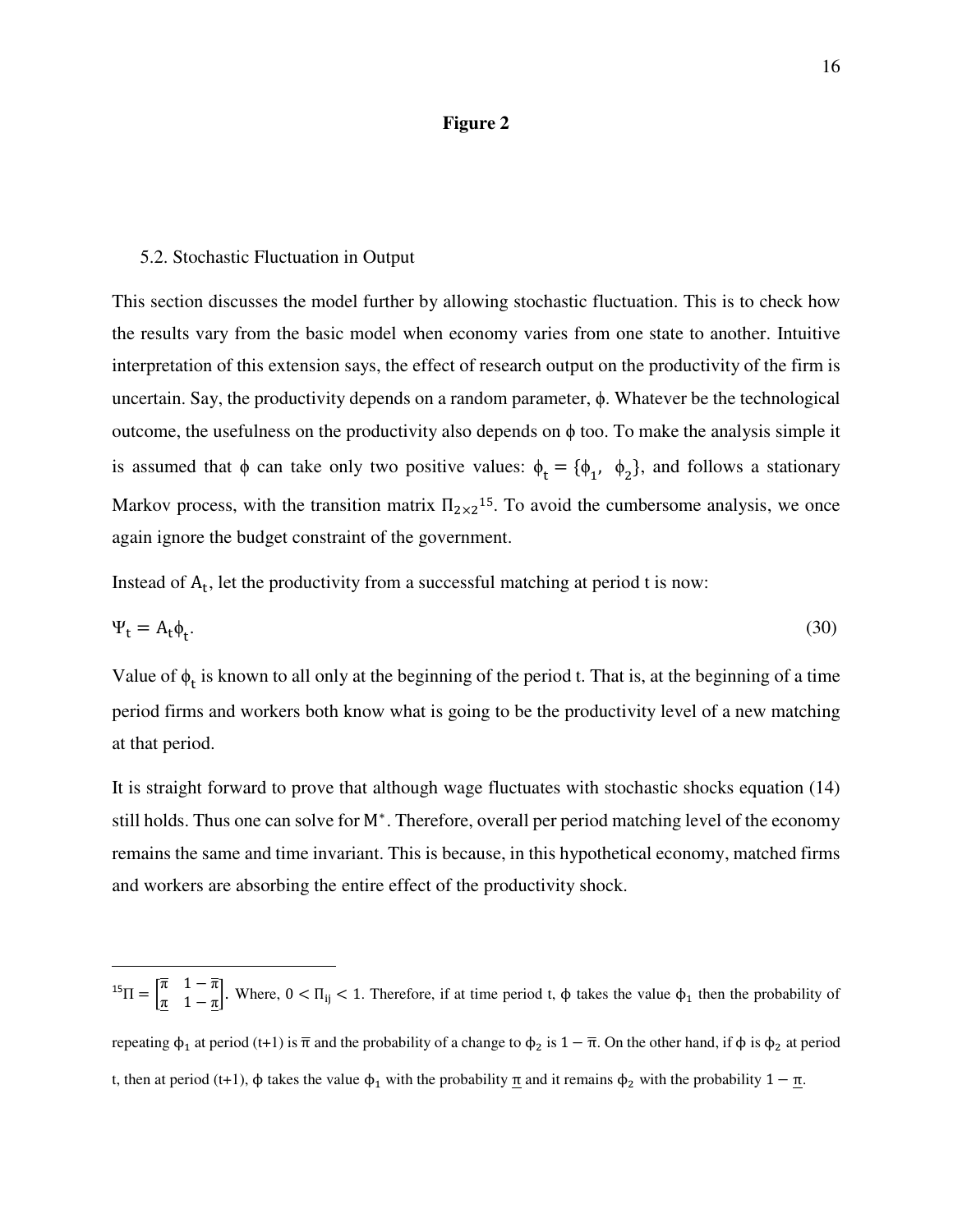**Figure 2**

5.2. Stochastic Fluctuation in Output

This section discusses the model further by allowing stochastic fluctuation. This is to check how the results vary from the basic model when economy varies from one state to another. Intuitive interpretation of this extension says, the effect of research output on the productivity of the firm is uncertain. Say, the productivity depends on a random parameter, $\phi$. Whatever be the technological outcome, the usefulness on the productivity also depends on $\phi$ too. To make the analysis simple it is assumed that $\phi$ can take only two positive values: $\phi_t = \{\phi_1, \ \phi_2\}$, and follows a stationary Markov process, with the transition matrix $\Pi_{2\times 2}$[15]. To avoid the cumbersome analysis, we once again ignore the budget constraint of the government.

Instead of $A_t$, let the productivity from a successful matching at period t is now:

$$\Psi_t = A_t \phi_t. \tag{30}$$

Value of $\phi_t$ is known to all only at the beginning of the period t. That is, at the beginning of a time period firms and workers both know what is going to be the productivity level of a new matching at that period.

It is straight forward to prove that although wage fluctuates with stochastic shocks equation (14) still holds. Thus one can solve for $M^*$. Therefore, overall per period matching level of the economy remains the same and time invariant. This is because, in this hypothetical economy, matched firms and workers are absorbing the entire effect of the productivity shock.

---

[15] $\Pi = \begin{bmatrix} \overline{\pi} & 1-\overline{\pi} \\ \underline{\pi} & 1-\underline{\pi} \end{bmatrix}$. Where, $0 < \Pi_{ij} < 1$. Therefore, if at time period t, $\phi$ takes the value $\phi_1$ then the probability of repeating $\phi_1$ at period (t+1) is $\overline{\pi}$ and the probability of a change to $\phi_2$ is $1-\overline{\pi}$. On the other hand, if $\phi$ is $\phi_2$ at period t, then at period (t+1), $\phi$ takes the value $\phi_1$ with the probability $\underline{\pi}$ and it remains $\phi_2$ with the probability $1-\underline{\pi}$.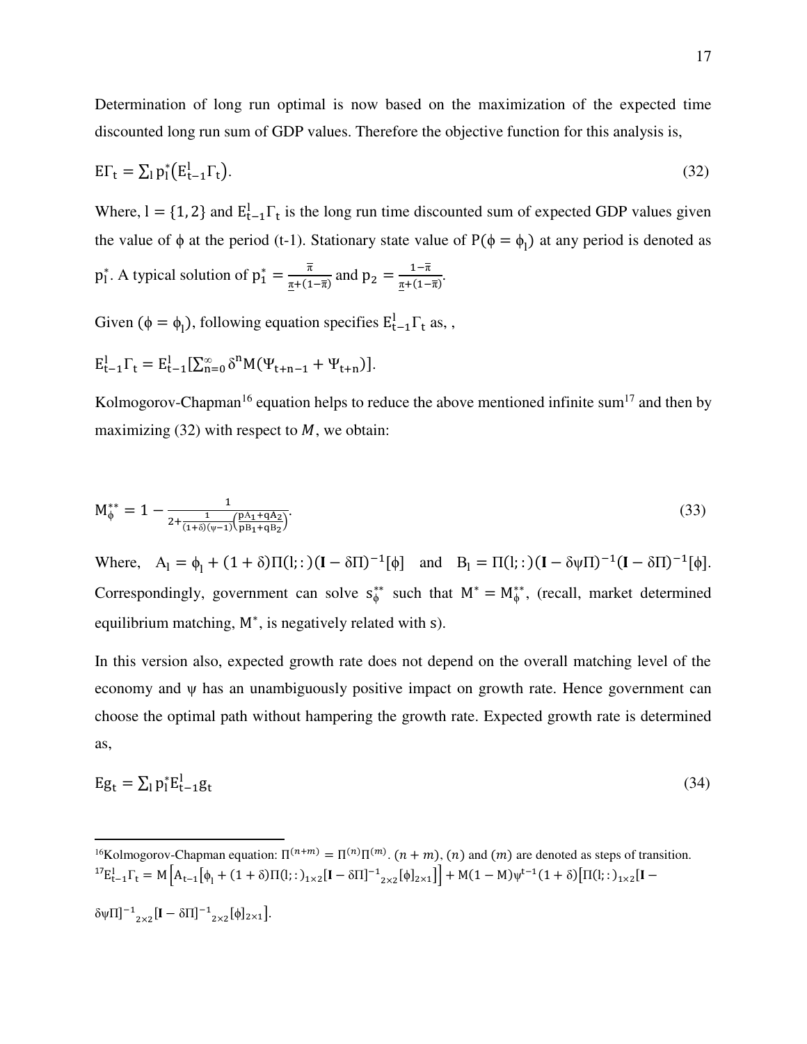Determination of long run optimal is now based on the maximization of the expected time discounted long run sum of GDP values. Therefore the objective function for this analysis is,

$$\mathrm{E}\Gamma_t = \sum_l p_l^* \left(\mathrm{E}_{t-1}^l \Gamma_t\right). \tag{32}$$

Where, $l = \{1, 2\}$ and $\mathrm{E}_{t-1}^l \Gamma_t$ is the long run time discounted sum of expected GDP values given the value of $\phi$ at the period (t-1). Stationary state value of $\mathrm{P}(\phi = \phi_l)$ at any period is denoted as $p_l^*$. A typical solution of $p_1^* = \frac{\overline{\pi}}{\underline{\pi}+(1-\overline{\pi})}$ and $p_2 = \frac{1-\overline{\pi}}{\underline{\pi}+(1-\overline{\pi})}$.

Given $(\phi = \phi_l)$, following equation specifies $\mathrm{E}_{t-1}^l \Gamma_t$ as, ,

$$\mathrm{E}_{t-1}^l \Gamma_t = \mathrm{E}_{t-1}^l \left[\sum_{n=0}^{\infty} \delta^n \mathrm{M}(\Psi_{t+n-1} + \Psi_{t+n})\right].$$

Kolmogorov-Chapman[16] equation helps to reduce the above mentioned infinite sum[17] and then by maximizing (32) with respect to $M$, we obtain:

$$\mathrm{M}_\phi^{**} = 1 - \frac{1}{2 + \frac{1}{(1+\delta)(\psi-1)}\left(\frac{\mathrm{pA}_1 + \mathrm{qA}_2}{\mathrm{pB}_1 + \mathrm{qB}_2}\right)}. \tag{33}$$

Where, $\mathrm{A}_l = \phi_l + (1+\delta)\Pi(l;:)(\mathbf{I} - \delta\Pi)^{-1}[\phi]$ and $\mathrm{B}_l = \Pi(l;:)(\mathbf{I} - \delta\psi\Pi)^{-1}(\mathbf{I} - \delta\Pi)^{-1}[\phi]$. Correspondingly, government can solve $s_\phi^{**}$ such that $\mathrm{M}^* = \mathrm{M}_\phi^{**}$, (recall, market determined equilibrium matching, $\mathrm{M}^*$, is negatively related with s).

In this version also, expected growth rate does not depend on the overall matching level of the economy and $\psi$ has an unambiguously positive impact on growth rate. Hence government can choose the optimal path without hampering the growth rate. Expected growth rate is determined as,

$$\mathrm{E}g_t = \sum_l p_l^* \mathrm{E}_{t-1}^l g_t \tag{34}$$

---

[16] Kolmogorov-Chapman equation: $\Pi^{(n+m)} = \Pi^{(n)}\Pi^{(m)}$. $(n+m)$, $(n)$ and $(m)$ are denoted as steps of transition.

[17] $\mathrm{E}_{t-1}^l \Gamma_t = \mathrm{M}\left[\mathrm{A}_{t-1}\left[\phi_l + (1+\delta)\Pi(l;:)_{1\times 2}[\mathbf{I} - \delta\Pi]^{-1}{}_{2\times 2}[\phi]_{2\times 1}\right]\right] + \mathrm{M}(1-\mathrm{M})\psi^{t-1}(1+\delta)\left[\Pi(l;:)_{1\times 2}[\mathbf{I} - \delta\psi\Pi]^{-1}{}_{2\times 2}[\mathbf{I} - \delta\Pi]^{-1}{}_{2\times 2}[\phi]_{2\times 1}\right]$.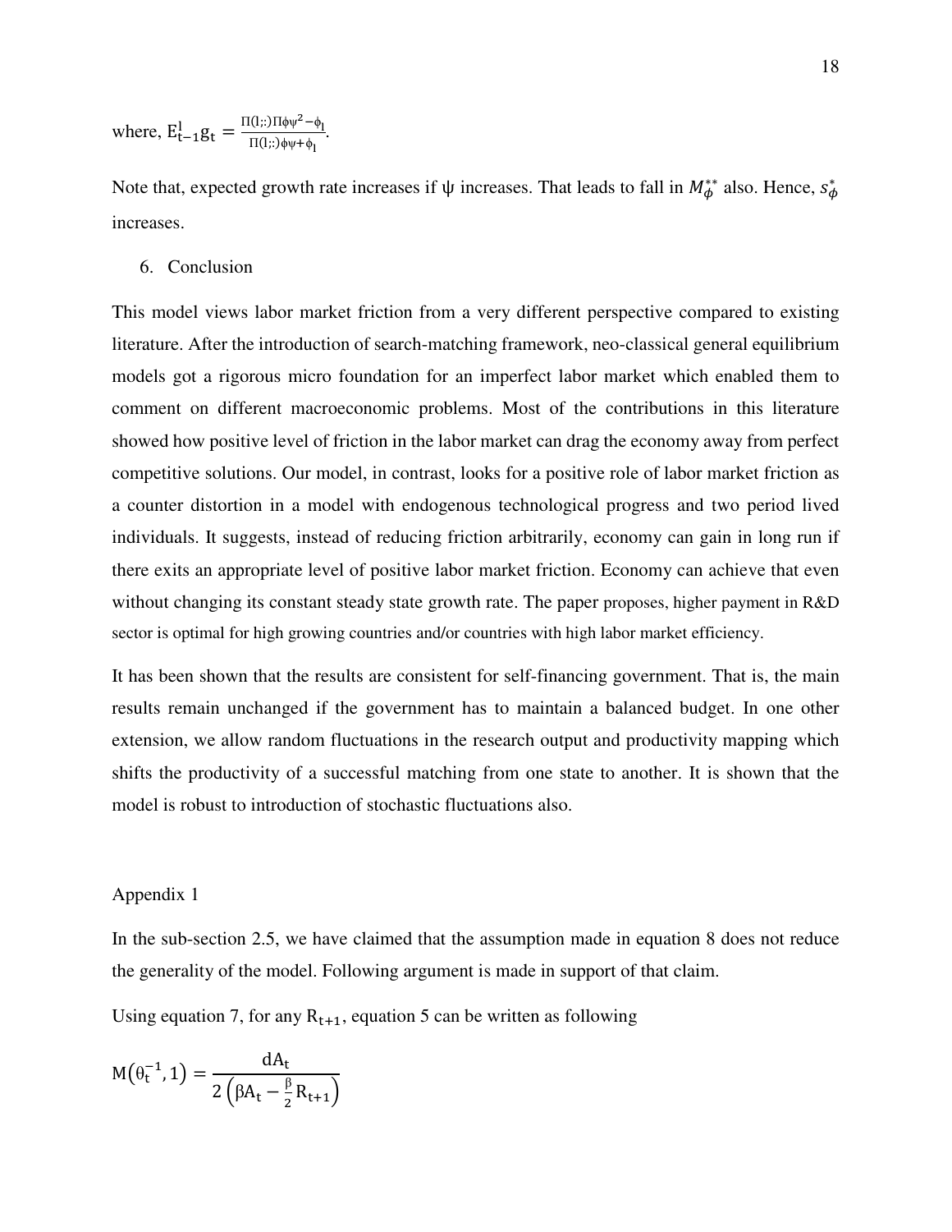where, $E^{l}_{t-1}g_t = \frac{\Pi(l;:)\Pi\phi\psi^2 - \phi_l}{\Pi(l;:)\phi\psi + \phi_l}$.

Note that, expected growth rate increases if $\psi$ increases. That leads to fall in $M^{**}_{\phi}$ also. Hence, $s^{*}_{\phi}$ increases.

## 6. Conclusion

This model views labor market friction from a very different perspective compared to existing literature. After the introduction of search-matching framework, neo-classical general equilibrium models got a rigorous micro foundation for an imperfect labor market which enabled them to comment on different macroeconomic problems. Most of the contributions in this literature showed how positive level of friction in the labor market can drag the economy away from perfect competitive solutions. Our model, in contrast, looks for a positive role of labor market friction as a counter distortion in a model with endogenous technological progress and two period lived individuals. It suggests, instead of reducing friction arbitrarily, economy can gain in long run if there exits an appropriate level of positive labor market friction. Economy can achieve that even without changing its constant steady state growth rate. The paper proposes, higher payment in R&D sector is optimal for high growing countries and/or countries with high labor market efficiency.

It has been shown that the results are consistent for self-financing government. That is, the main results remain unchanged if the government has to maintain a balanced budget. In one other extension, we allow random fluctuations in the research output and productivity mapping which shifts the productivity of a successful matching from one state to another. It is shown that the model is robust to introduction of stochastic fluctuations also.

## Appendix 1

In the sub-section 2.5, we have claimed that the assumption made in equation 8 does not reduce the generality of the model. Following argument is made in support of that claim.

Using equation 7, for any $R_{t+1}$, equation 5 can be written as following

$$M(\theta_t^{-1}, 1) = \frac{dA_t}{2\left(\beta A_t - \frac{\beta}{2} R_{t+1}\right)}$$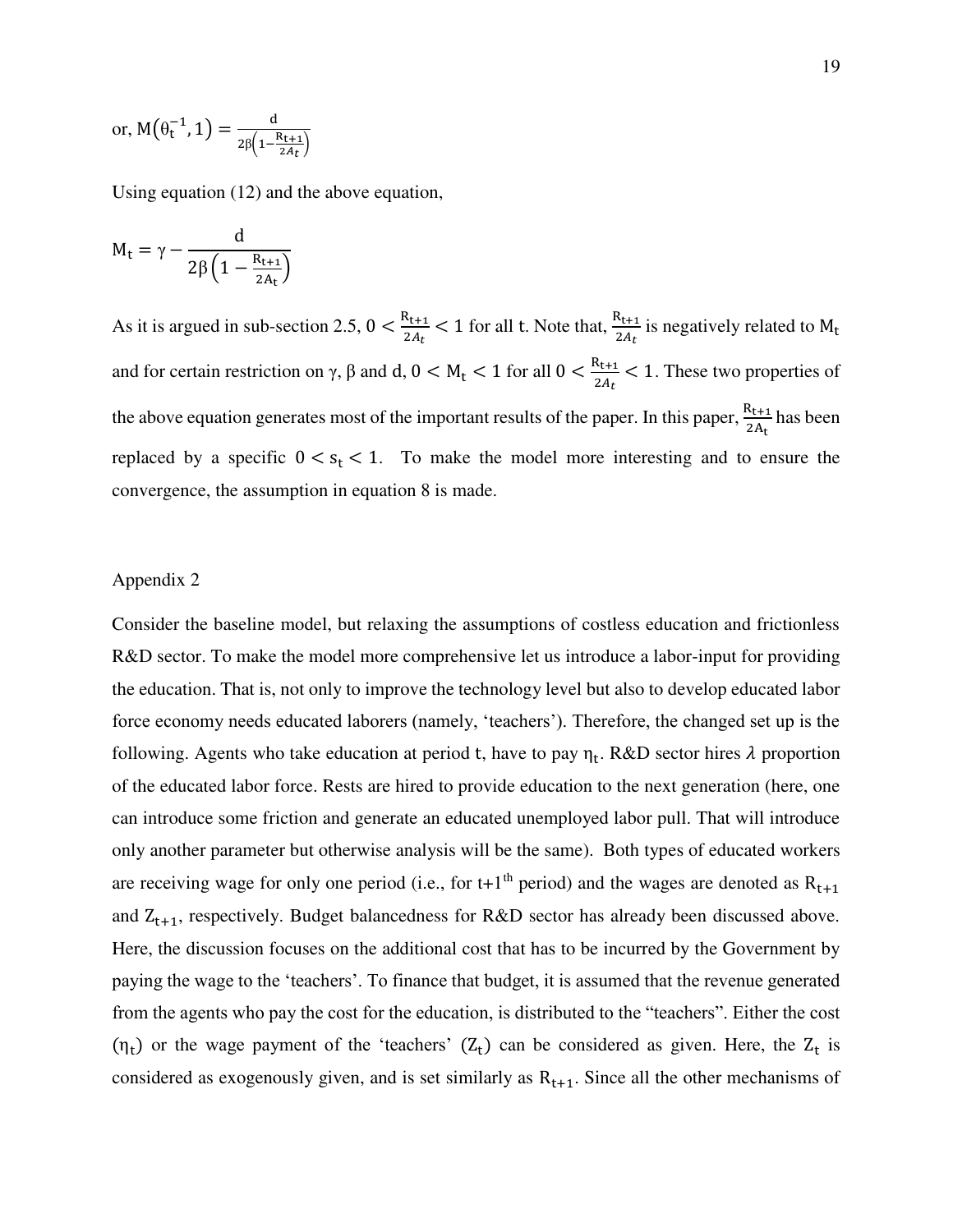or, $M\left(\theta_t^{-1}, 1\right) = \frac{d}{2\beta\left(1 - \frac{R_{t+1}}{2A_t}\right)}$

Using equation (12) and the above equation,

$$M_t = \gamma - \frac{d}{2\beta\left(1 - \frac{R_{t+1}}{2A_t}\right)}$$

As it is argued in sub-section 2.5, $0 < \frac{R_{t+1}}{2A_t} < 1$ for all t. Note that, $\frac{R_{t+1}}{2A_t}$ is negatively related to $M_t$ and for certain restriction on $\gamma$, $\beta$ and d, $0 < M_t < 1$ for all $0 < \frac{R_{t+1}}{2A_t} < 1$. These two properties of the above equation generates most of the important results of the paper. In this paper, $\frac{R_{t+1}}{2A_t}$ has been replaced by a specific $0 < s_t < 1$. To make the model more interesting and to ensure the convergence, the assumption in equation 8 is made.

## Appendix 2

Consider the baseline model, but relaxing the assumptions of costless education and frictionless R&D sector. To make the model more comprehensive let us introduce a labor-input for providing the education. That is, not only to improve the technology level but also to develop educated labor force economy needs educated laborers (namely, 'teachers'). Therefore, the changed set up is the following. Agents who take education at period t, have to pay $\eta_t$. R&D sector hires $\lambda$ proportion of the educated labor force. Rests are hired to provide education to the next generation (here, one can introduce some friction and generate an educated unemployed labor pull. That will introduce only another parameter but otherwise analysis will be the same). Both types of educated workers are receiving wage for only one period (i.e., for t+1[th] period) and the wages are denoted as $R_{t+1}$ and $Z_{t+1}$, respectively. Budget balancedness for R&D sector has already been discussed above. Here, the discussion focuses on the additional cost that has to be incurred by the Government by paying the wage to the 'teachers'. To finance that budget, it is assumed that the revenue generated from the agents who pay the cost for the education, is distributed to the "teachers". Either the cost ($\eta_t$) or the wage payment of the 'teachers' ($Z_t$) can be considered as given. Here, the $Z_t$ is considered as exogenously given, and is set similarly as $R_{t+1}$. Since all the other mechanisms of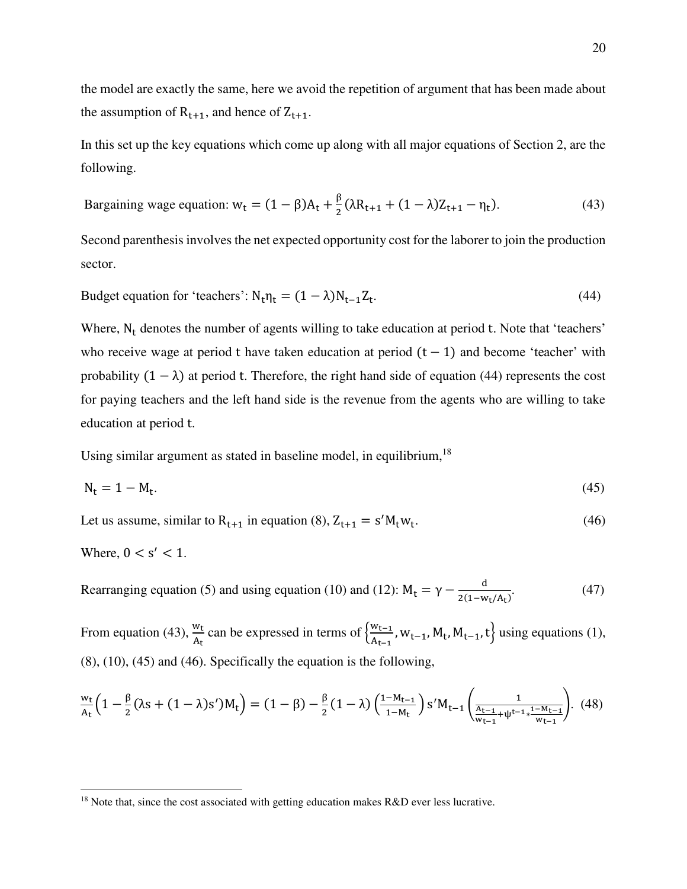the model are exactly the same, here we avoid the repetition of argument that has been made about the assumption of $R_{t+1}$, and hence of $Z_{t+1}$.

In this set up the key equations which come up along with all major equations of Section 2, are the following.

Bargaining wage equation: $w_t = (1-\beta)A_t + \frac{\beta}{2}(\lambda R_{t+1} + (1-\lambda)Z_{t+1} - \eta_t)$. (43)

Second parenthesis involves the net expected opportunity cost for the laborer to join the production sector.

Budget equation for 'teachers': $N_t \eta_t = (1-\lambda)N_{t-1}Z_t$. (44)

Where, $N_t$ denotes the number of agents willing to take education at period $t$. Note that 'teachers' who receive wage at period $t$ have taken education at period $(t-1)$ and become 'teacher' with probability $(1-\lambda)$ at period $t$. Therefore, the right hand side of equation (44) represents the cost for paying teachers and the left hand side is the revenue from the agents who are willing to take education at period $t$.

Using similar argument as stated in baseline model, in equilibrium,[18]

$$N_t = 1 - M_t. \quad (45)$$

Let us assume, similar to $R_{t+1}$ in equation (8), $Z_{t+1} = s' M_t w_t$. (46)

Where, $0 < s' < 1$.

Rearranging equation (5) and using equation (10) and (12): $M_t = \gamma - \frac{d}{2(1 - w_t/A_t)}$. (47)

From equation (43), $\frac{w_t}{A_t}$ can be expressed in terms of $\left\{\frac{w_{t-1}}{A_{t-1}}, w_{t-1}, M_t, M_{t-1}, t\right\}$ using equations (1), (8), (10), (45) and (46). Specifically the equation is the following,

$$\frac{w_t}{A_t}\left(1 - \frac{\beta}{2}(\lambda s + (1-\lambda)s')M_t\right) = (1-\beta) - \frac{\beta}{2}(1-\lambda)\left(\frac{1-M_{t-1}}{1-M_t}\right)s' M_{t-1}\left(\frac{1}{\frac{A_{t-1}}{w_{t-1}} + \psi^{t-1} * \frac{1-M_{t-1}}{w_{t-1}}}\right). \quad (48)$$

---

[18] Note that, since the cost associated with getting education makes R&D ever less lucrative.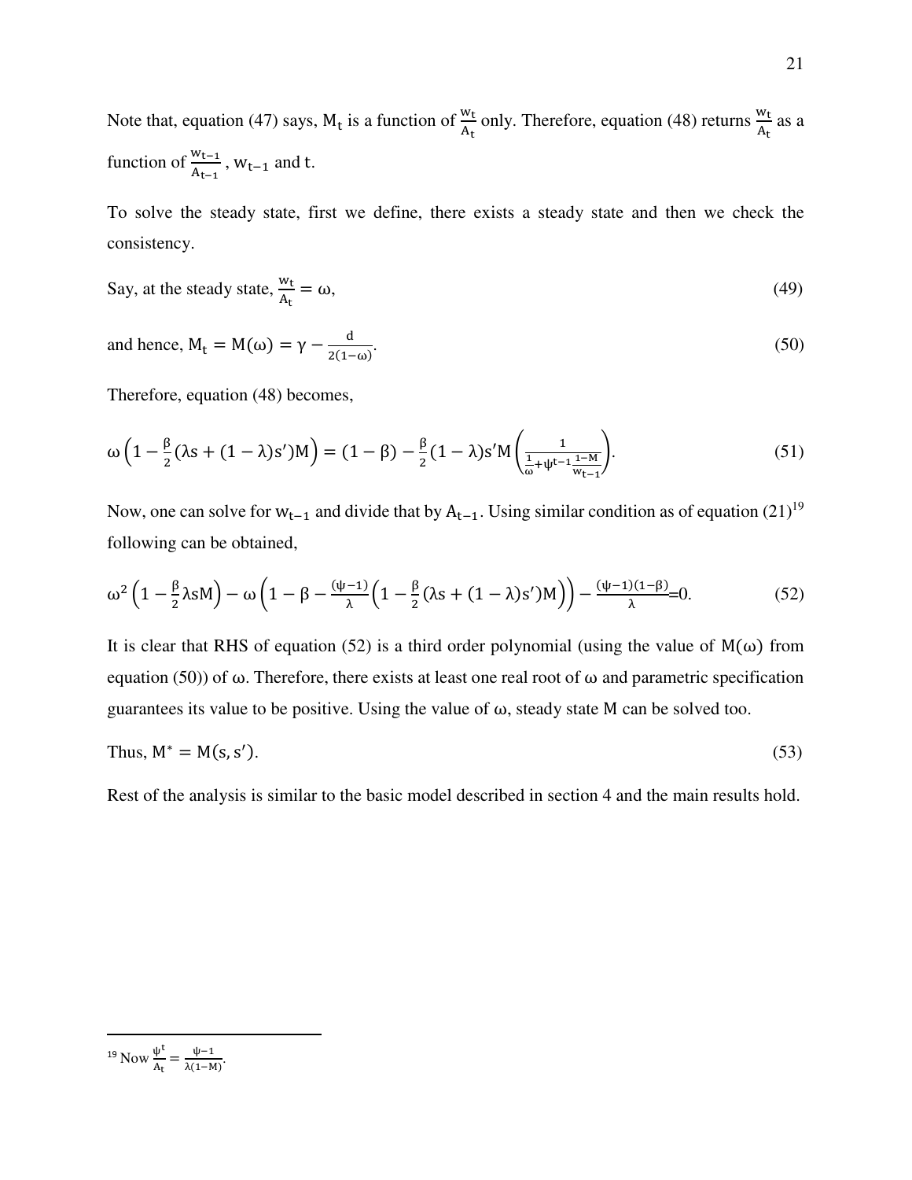Note that, equation (47) says, $M_t$ is a function of $\frac{w_t}{A_t}$ only. Therefore, equation (48) returns $\frac{w_t}{A_t}$ as a function of $\frac{w_{t-1}}{A_{t-1}}$, $w_{t-1}$ and $t$.

To solve the steady state, first we define, there exists a steady state and then we check the consistency.

Say, at the steady state, $\frac{w_t}{A_t} = \omega$, (49)

and hence, $M_t = M(\omega) = \gamma - \frac{d}{2(1-\omega)}$. (50)

Therefore, equation (48) becomes,

$$\omega\left(1 - \frac{\beta}{2}(\lambda s + (1-\lambda)s')M\right) = (1-\beta) - \frac{\beta}{2}(1-\lambda)s'M\left(\frac{1}{\frac{1}{\omega} + \psi^{t-1}\frac{1-M}{w_{t-1}}}\right). \tag{51}$$

Now, one can solve for $w_{t-1}$ and divide that by $A_{t-1}$. Using similar condition as of equation (21)[19] following can be obtained,

$$\omega^2\left(1 - \frac{\beta}{2}\lambda s M\right) - \omega\left(1 - \beta - \frac{(\psi-1)}{\lambda}\left(1 - \frac{\beta}{2}(\lambda s + (1-\lambda)s')M\right)\right) - \frac{(\psi-1)(1-\beta)}{\lambda} = 0. \tag{52}$$

It is clear that RHS of equation (52) is a third order polynomial (using the value of $M(\omega)$ from equation (50)) of $\omega$. Therefore, there exists at least one real root of $\omega$ and parametric specification guarantees its value to be positive. Using the value of $\omega$, steady state M can be solved too.

Thus, $M^* = M(s, s')$. (53)

Rest of the analysis is similar to the basic model described in section 4 and the main results hold.

[19] Now $\frac{\psi^t}{A_t} = \frac{\psi-1}{\lambda(1-M)}$.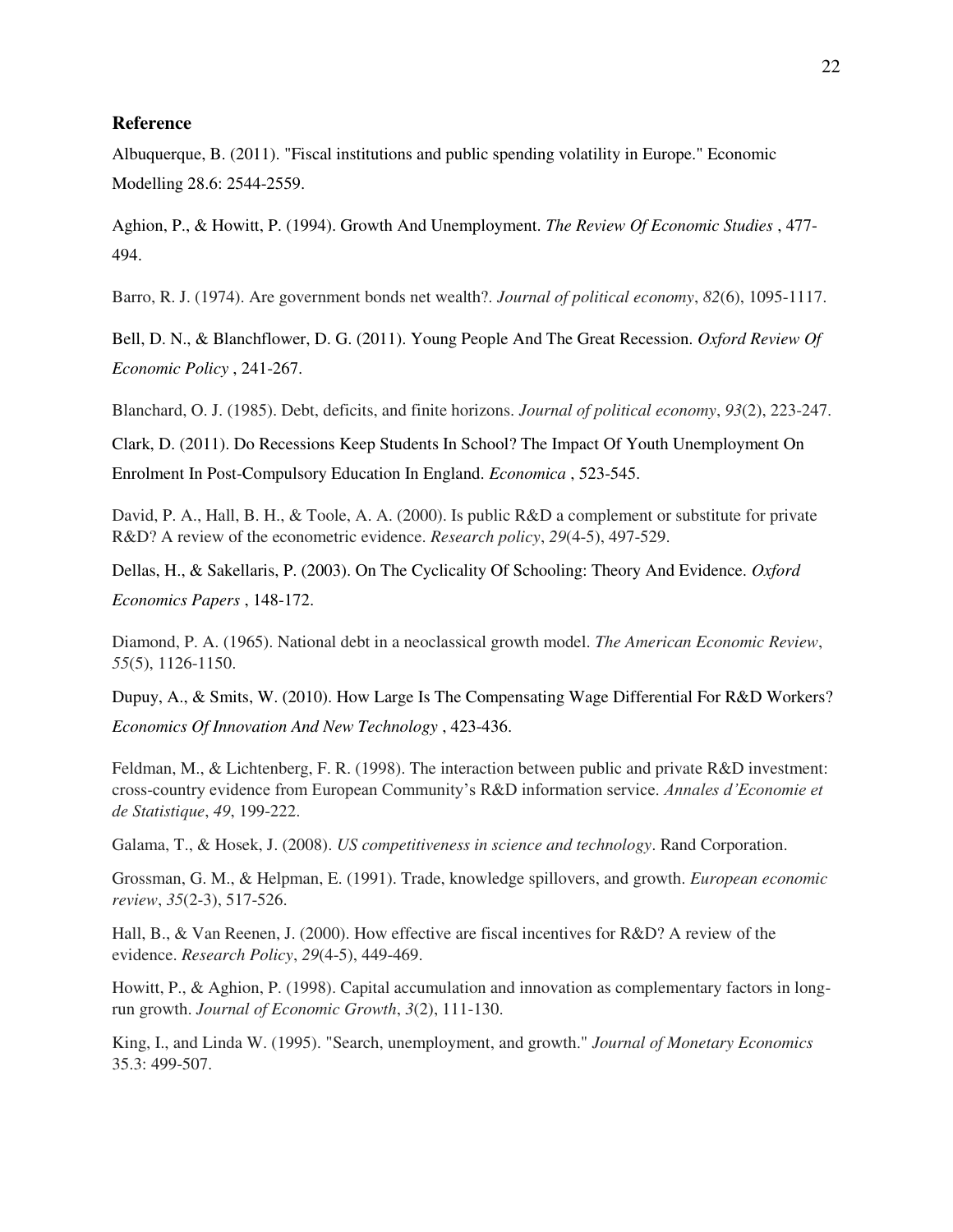## Reference

Albuquerque, B. (2011). "Fiscal institutions and public spending volatility in Europe." Economic Modelling 28.6: 2544-2559.

Aghion, P., & Howitt, P. (1994). Growth And Unemployment. *The Review Of Economic Studies* , 477-494.

Barro, R. J. (1974). Are government bonds net wealth?. *Journal of political economy*, *82*(6), 1095-1117.

Bell, D. N., & Blanchflower, D. G. (2011). Young People And The Great Recession. *Oxford Review Of Economic Policy* , 241-267.

Blanchard, O. J. (1985). Debt, deficits, and finite horizons. *Journal of political economy*, *93*(2), 223-247.

Clark, D. (2011). Do Recessions Keep Students In School? The Impact Of Youth Unemployment On Enrolment In Post-Compulsory Education In England. *Economica* , 523-545.

David, P. A., Hall, B. H., & Toole, A. A. (2000). Is public R&D a complement or substitute for private R&D? A review of the econometric evidence. *Research policy*, *29*(4-5), 497-529.

Dellas, H., & Sakellaris, P. (2003). On The Cyclicality Of Schooling: Theory And Evidence. *Oxford Economics Papers* , 148-172.

Diamond, P. A. (1965). National debt in a neoclassical growth model. *The American Economic Review*, *55*(5), 1126-1150.

Dupuy, A., & Smits, W. (2010). How Large Is The Compensating Wage Differential For R&D Workers? *Economics Of Innovation And New Technology* , 423-436.

Feldman, M., & Lichtenberg, F. R. (1998). The interaction between public and private R&D investment: cross-country evidence from European Community's R&D information service. *Annales d'Economie et de Statistique*, *49*, 199-222.

Galama, T., & Hosek, J. (2008). *US competitiveness in science and technology*. Rand Corporation.

Grossman, G. M., & Helpman, E. (1991). Trade, knowledge spillovers, and growth. *European economic review*, *35*(2-3), 517-526.

Hall, B., & Van Reenen, J. (2000). How effective are fiscal incentives for R&D? A review of the evidence. *Research Policy*, *29*(4-5), 449-469.

Howitt, P., & Aghion, P. (1998). Capital accumulation and innovation as complementary factors in long-run growth. *Journal of Economic Growth*, *3*(2), 111-130.

King, I., and Linda W. (1995). "Search, unemployment, and growth." *Journal of Monetary Economics* 35.3: 499-507.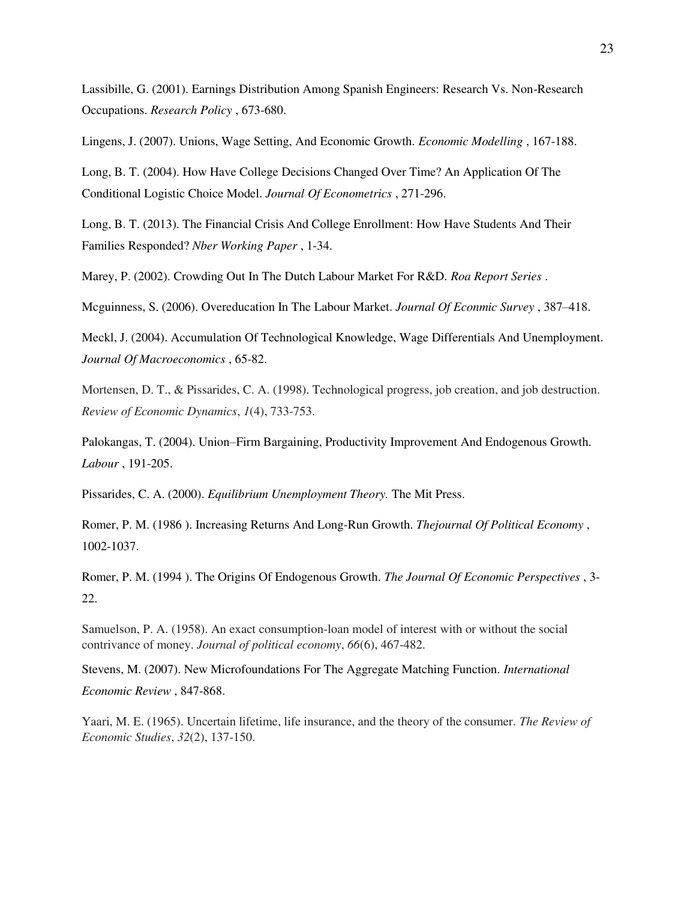Lassibille, G. (2001). Earnings Distribution Among Spanish Engineers: Research Vs. Non-Research Occupations. *Research Policy* , 673-680.

Lingens, J. (2007). Unions, Wage Setting, And Economic Growth. *Economic Modelling* , 167-188.

Long, B. T. (2004). How Have College Decisions Changed Over Time? An Application Of The Conditional Logistic Choice Model. *Journal Of Econometrics* , 271-296.

Long, B. T. (2013). The Financial Crisis And College Enrollment: How Have Students And Their Families Responded? *Nber Working Paper* , 1-34.

Marey, P. (2002). Crowding Out In The Dutch Labour Market For R&D. *Roa Report Series* .

Mcguinness, S. (2006). Overeducation In The Labour Market. *Journal Of Econmic Survey* , 387–418.

Meckl, J. (2004). Accumulation Of Technological Knowledge, Wage Differentials And Unemployment. *Journal Of Macroeconomics* , 65-82.

Mortensen, D. T., & Pissarides, C. A. (1998). Technological progress, job creation, and job destruction. *Review of Economic Dynamics*, *1*(4), 733-753.

Palokangas, T. (2004). Union–Firm Bargaining, Productivity Improvement And Endogenous Growth. *Labour* , 191-205.

Pissarides, C. A. (2000). *Equilibrium Unemployment Theory.* The Mit Press.

Romer, P. M. (1986 ). Increasing Returns And Long-Run Growth. *Thejournal Of Political Economy* , 1002-1037.

Romer, P. M. (1994 ). The Origins Of Endogenous Growth. *The Journal Of Economic Perspectives* , 3-22.

Samuelson, P. A. (1958). An exact consumption-loan model of interest with or without the social contrivance of money. *Journal of political economy*, *66*(6), 467-482.

Stevens, M. (2007). New Microfoundations For The Aggregate Matching Function. *International Economic Review* , 847-868.

Yaari, M. E. (1965). Uncertain lifetime, life insurance, and the theory of the consumer. *The Review of Economic Studies*, *32*(2), 137-150.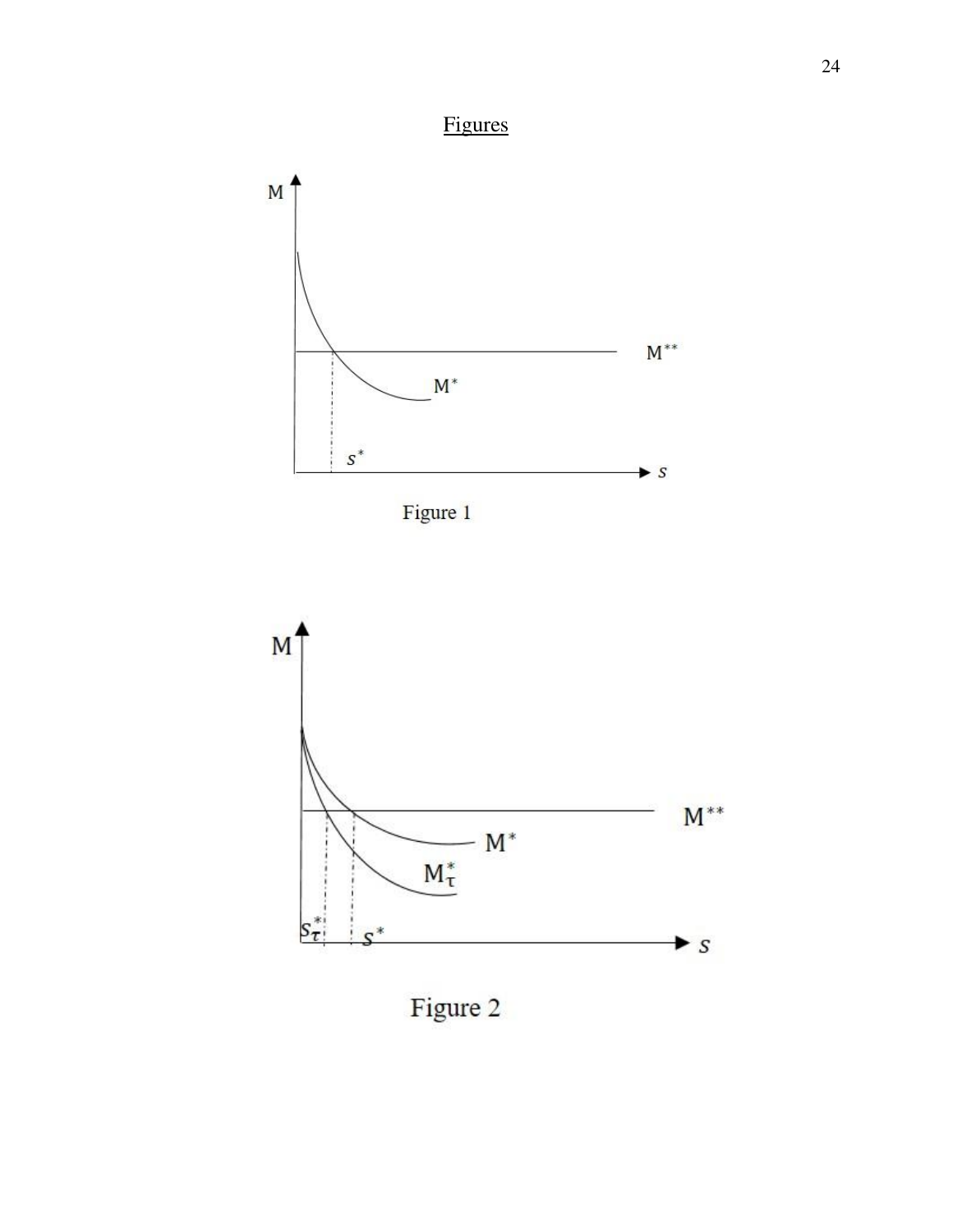<u>Figures</u>

M

$M^{**}$

$M^{*}$

$s^{*}$

$s$

Figure 1

M

$M^{**}$

$M^{*}$

$M_{\tau}^{*}$

$s_{\tau}^{*}$

$s^{*}$

$s$

Figure 2